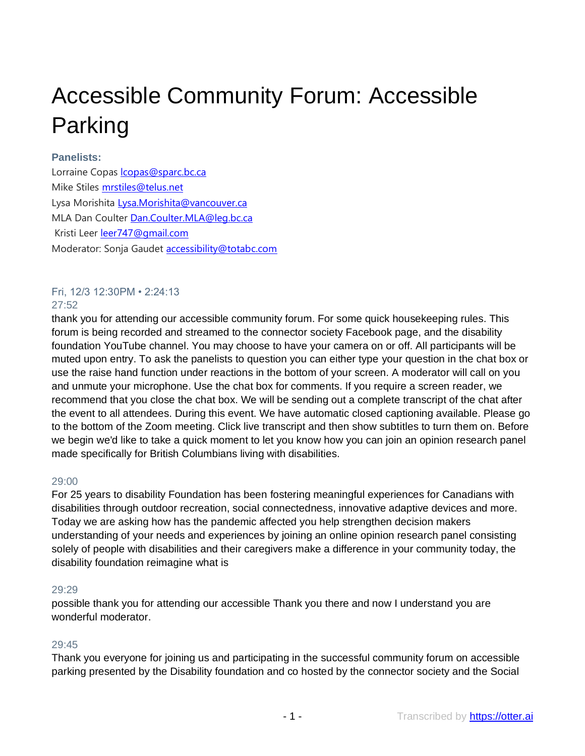# Accessible Community Forum: Accessible Parking

**Panelists:**

Lorraine Copas lcopas@sparc.bc.ca
Mike Stiles mrstiles@telus.net
Lysa Morishita Lysa.Morishita@vancouver.ca
MLA Dan Coulter Dan.Coulter.MLA@leg.bc.ca
Kristi Leer leer747@gmail.com
Moderator: Sonja Gaudet accessibility@totabc.com

Fri, 12/3 12:30PM • 2:24:13

27:52
thank you for attending our accessible community forum. For some quick housekeeping rules. This forum is being recorded and streamed to the connector society Facebook page, and the disability foundation YouTube channel. You may choose to have your camera on or off. All participants will be muted upon entry. To ask the panelists to question you can either type your question in the chat box or use the raise hand function under reactions in the bottom of your screen. A moderator will call on you and unmute your microphone. Use the chat box for comments. If you require a screen reader, we recommend that you close the chat box. We will be sending out a complete transcript of the chat after the event to all attendees. During this event. We have automatic closed captioning available. Please go to the bottom of the Zoom meeting. Click live transcript and then show subtitles to turn them on. Before we begin we'd like to take a quick moment to let you know how you can join an opinion research panel made specifically for British Columbians living with disabilities.

29:00
For 25 years to disability Foundation has been fostering meaningful experiences for Canadians with disabilities through outdoor recreation, social connectedness, innovative adaptive devices and more. Today we are asking how has the pandemic affected you help strengthen decision makers understanding of your needs and experiences by joining an online opinion research panel consisting solely of people with disabilities and their caregivers make a difference in your community today, the disability foundation reimagine what is

29:29
possible thank you for attending our accessible Thank you there and now I understand you are wonderful moderator.

29:45
Thank you everyone for joining us and participating in the successful community forum on accessible parking presented by the Disability foundation and co hosted by the connector society and the Social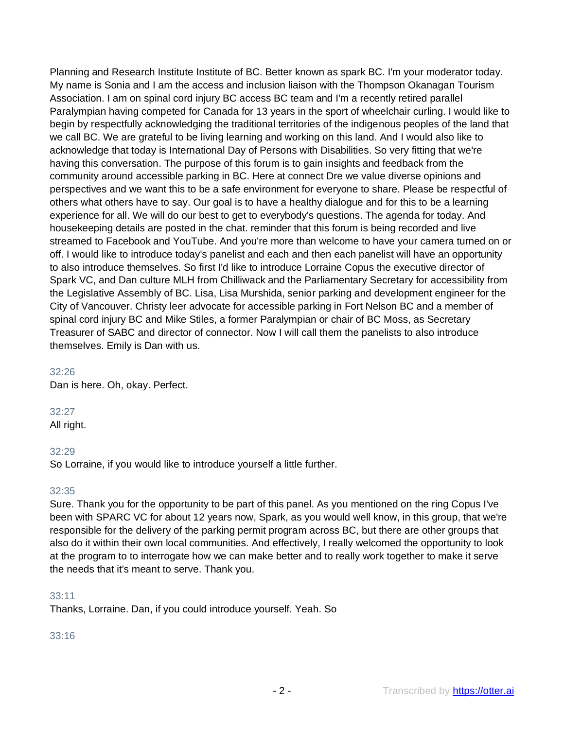Planning and Research Institute Institute of BC. Better known as spark BC. I'm your moderator today. My name is Sonia and I am the access and inclusion liaison with the Thompson Okanagan Tourism Association. I am on spinal cord injury BC access BC team and I'm a recently retired parallel Paralympian having competed for Canada for 13 years in the sport of wheelchair curling. I would like to begin by respectfully acknowledging the traditional territories of the indigenous peoples of the land that we call BC. We are grateful to be living learning and working on this land. And I would also like to acknowledge that today is International Day of Persons with Disabilities. So very fitting that we're having this conversation. The purpose of this forum is to gain insights and feedback from the community around accessible parking in BC. Here at connect Dre we value diverse opinions and perspectives and we want this to be a safe environment for everyone to share. Please be respectful of others what others have to say. Our goal is to have a healthy dialogue and for this to be a learning experience for all. We will do our best to get to everybody's questions. The agenda for today. And housekeeping details are posted in the chat. reminder that this forum is being recorded and live streamed to Facebook and YouTube. And you're more than welcome to have your camera turned on or off. I would like to introduce today's panelist and each and then each panelist will have an opportunity to also introduce themselves. So first I'd like to introduce Lorraine Copus the executive director of Spark VC, and Dan culture MLH from Chilliwack and the Parliamentary Secretary for accessibility from the Legislative Assembly of BC. Lisa, Lisa Murshida, senior parking and development engineer for the City of Vancouver. Christy leer advocate for accessible parking in Fort Nelson BC and a member of spinal cord injury BC and Mike Stiles, a former Paralympian or chair of BC Moss, as Secretary Treasurer of SABC and director of connector. Now I will call them the panelists to also introduce themselves. Emily is Dan with us.

32:26
Dan is here. Oh, okay. Perfect.

32:27
All right.

32:29
So Lorraine, if you would like to introduce yourself a little further.

32:35
Sure. Thank you for the opportunity to be part of this panel. As you mentioned on the ring Copus I've been with SPARC VC for about 12 years now, Spark, as you would well know, in this group, that we're responsible for the delivery of the parking permit program across BC, but there are other groups that also do it within their own local communities. And effectively, I really welcomed the opportunity to look at the program to to interrogate how we can make better and to really work together to make it serve the needs that it's meant to serve. Thank you.

33:11
Thanks, Lorraine. Dan, if you could introduce yourself. Yeah. So

33:16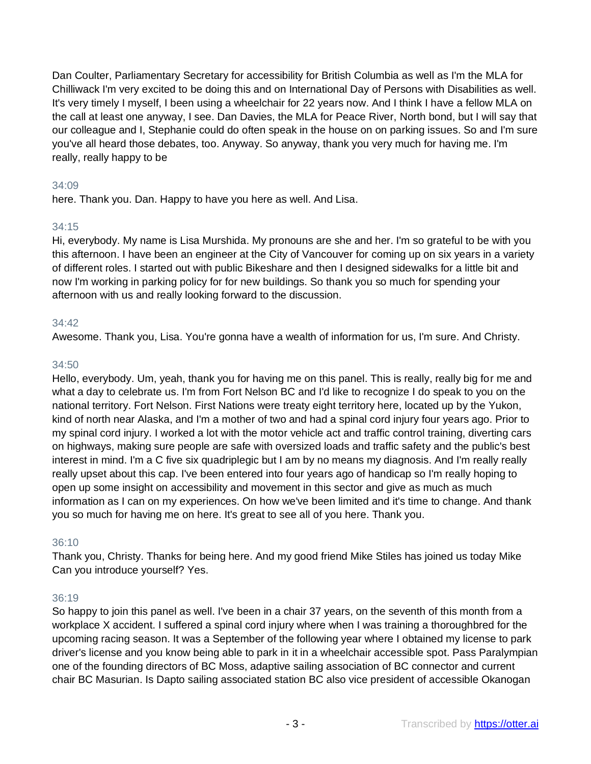Dan Coulter, Parliamentary Secretary for accessibility for British Columbia as well as I'm the MLA for Chilliwack I'm very excited to be doing this and on International Day of Persons with Disabilities as well. It's very timely I myself, I been using a wheelchair for 22 years now. And I think I have a fellow MLA on the call at least one anyway, I see. Dan Davies, the MLA for Peace River, North bond, but I will say that our colleague and I, Stephanie could do often speak in the house on on parking issues. So and I'm sure you've all heard those debates, too. Anyway. So anyway, thank you very much for having me. I'm really, really happy to be

34:09

here. Thank you. Dan. Happy to have you here as well. And Lisa.

34:15

Hi, everybody. My name is Lisa Murshida. My pronouns are she and her. I'm so grateful to be with you this afternoon. I have been an engineer at the City of Vancouver for coming up on six years in a variety of different roles. I started out with public Bikeshare and then I designed sidewalks for a little bit and now I'm working in parking policy for for new buildings. So thank you so much for spending your afternoon with us and really looking forward to the discussion.

34:42

Awesome. Thank you, Lisa. You're gonna have a wealth of information for us, I'm sure. And Christy.

34:50

Hello, everybody. Um, yeah, thank you for having me on this panel. This is really, really big for me and what a day to celebrate us. I'm from Fort Nelson BC and I'd like to recognize I do speak to you on the national territory. Fort Nelson. First Nations were treaty eight territory here, located up by the Yukon, kind of north near Alaska, and I'm a mother of two and had a spinal cord injury four years ago. Prior to my spinal cord injury. I worked a lot with the motor vehicle act and traffic control training, diverting cars on highways, making sure people are safe with oversized loads and traffic safety and the public's best interest in mind. I'm a C five six quadriplegic but I am by no means my diagnosis. And I'm really really really upset about this cap. I've been entered into four years ago of handicap so I'm really hoping to open up some insight on accessibility and movement in this sector and give as much as much information as I can on my experiences. On how we've been limited and it's time to change. And thank you so much for having me on here. It's great to see all of you here. Thank you.

36:10

Thank you, Christy. Thanks for being here. And my good friend Mike Stiles has joined us today Mike Can you introduce yourself? Yes.

36:19

So happy to join this panel as well. I've been in a chair 37 years, on the seventh of this month from a workplace X accident. I suffered a spinal cord injury where when I was training a thoroughbred for the upcoming racing season. It was a September of the following year where I obtained my license to park driver's license and you know being able to park in it in a wheelchair accessible spot. Pass Paralympian one of the founding directors of BC Moss, adaptive sailing association of BC connector and current chair BC Masurian. Is Dapto sailing associated station BC also vice president of accessible Okanogan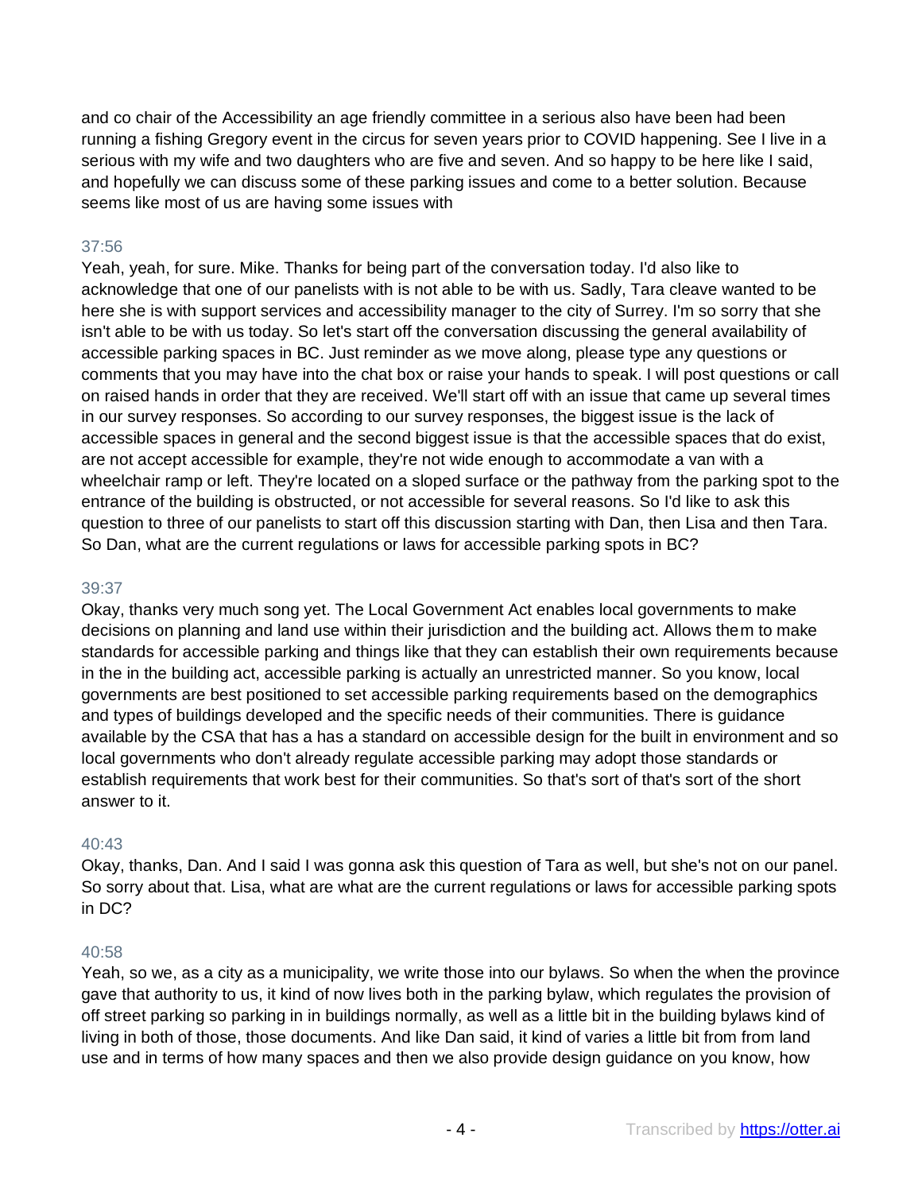and co chair of the Accessibility an age friendly committee in a serious also have been had been running a fishing Gregory event in the circus for seven years prior to COVID happening. See I live in a serious with my wife and two daughters who are five and seven. And so happy to be here like I said, and hopefully we can discuss some of these parking issues and come to a better solution. Because seems like most of us are having some issues with

37:56

Yeah, yeah, for sure. Mike. Thanks for being part of the conversation today. I'd also like to acknowledge that one of our panelists with is not able to be with us. Sadly, Tara cleave wanted to be here she is with support services and accessibility manager to the city of Surrey. I'm so sorry that she isn't able to be with us today. So let's start off the conversation discussing the general availability of accessible parking spaces in BC. Just reminder as we move along, please type any questions or comments that you may have into the chat box or raise your hands to speak. I will post questions or call on raised hands in order that they are received. We'll start off with an issue that came up several times in our survey responses. So according to our survey responses, the biggest issue is the lack of accessible spaces in general and the second biggest issue is that the accessible spaces that do exist, are not accept accessible for example, they're not wide enough to accommodate a van with a wheelchair ramp or left. They're located on a sloped surface or the pathway from the parking spot to the entrance of the building is obstructed, or not accessible for several reasons. So I'd like to ask this question to three of our panelists to start off this discussion starting with Dan, then Lisa and then Tara. So Dan, what are the current regulations or laws for accessible parking spots in BC?

39:37

Okay, thanks very much song yet. The Local Government Act enables local governments to make decisions on planning and land use within their jurisdiction and the building act. Allows them to make standards for accessible parking and things like that they can establish their own requirements because in the in the building act, accessible parking is actually an unrestricted manner. So you know, local governments are best positioned to set accessible parking requirements based on the demographics and types of buildings developed and the specific needs of their communities. There is guidance available by the CSA that has a has a standard on accessible design for the built in environment and so local governments who don't already regulate accessible parking may adopt those standards or establish requirements that work best for their communities. So that's sort of that's sort of the short answer to it.

40:43

Okay, thanks, Dan. And I said I was gonna ask this question of Tara as well, but she's not on our panel. So sorry about that. Lisa, what are what are the current regulations or laws for accessible parking spots in DC?

40:58

Yeah, so we, as a city as a municipality, we write those into our bylaws. So when the when the province gave that authority to us, it kind of now lives both in the parking bylaw, which regulates the provision of off street parking so parking in in buildings normally, as well as a little bit in the building bylaws kind of living in both of those, those documents. And like Dan said, it kind of varies a little bit from from land use and in terms of how many spaces and then we also provide design guidance on you know, how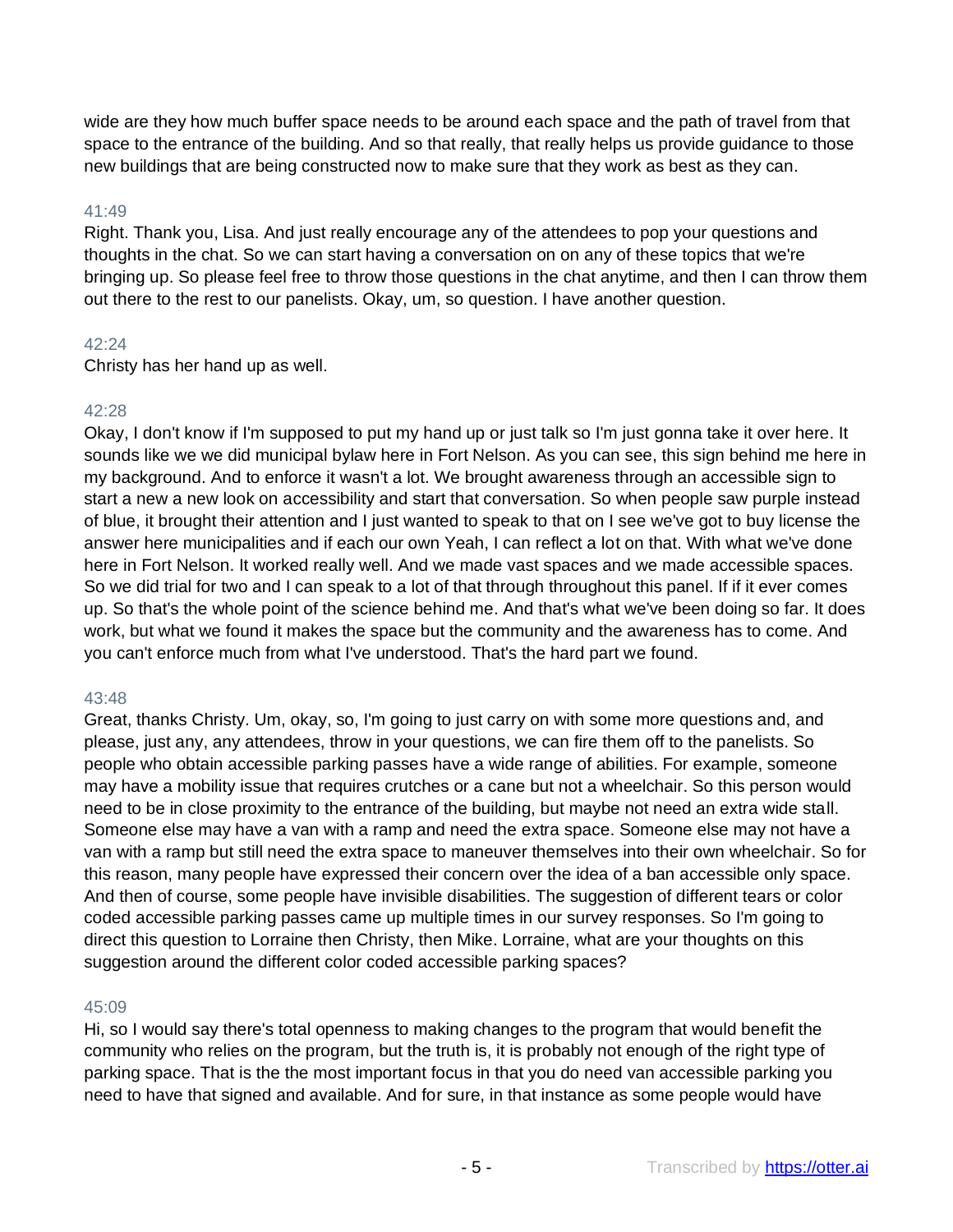wide are they how much buffer space needs to be around each space and the path of travel from that space to the entrance of the building. And so that really, that really helps us provide guidance to those new buildings that are being constructed now to make sure that they work as best as they can.

41:49

Right. Thank you, Lisa. And just really encourage any of the attendees to pop your questions and thoughts in the chat. So we can start having a conversation on on any of these topics that we're bringing up. So please feel free to throw those questions in the chat anytime, and then I can throw them out there to the rest to our panelists. Okay, um, so question. I have another question.

42:24

Christy has her hand up as well.

42:28

Okay, I don't know if I'm supposed to put my hand up or just talk so I'm just gonna take it over here. It sounds like we we did municipal bylaw here in Fort Nelson. As you can see, this sign behind me here in my background. And to enforce it wasn't a lot. We brought awareness through an accessible sign to start a new a new look on accessibility and start that conversation. So when people saw purple instead of blue, it brought their attention and I just wanted to speak to that on I see we've got to buy license the answer here municipalities and if each our own Yeah, I can reflect a lot on that. With what we've done here in Fort Nelson. It worked really well. And we made vast spaces and we made accessible spaces. So we did trial for two and I can speak to a lot of that through throughout this panel. If if it ever comes up. So that's the whole point of the science behind me. And that's what we've been doing so far. It does work, but what we found it makes the space but the community and the awareness has to come. And you can't enforce much from what I've understood. That's the hard part we found.

43:48

Great, thanks Christy. Um, okay, so, I'm going to just carry on with some more questions and, and please, just any, any attendees, throw in your questions, we can fire them off to the panelists. So people who obtain accessible parking passes have a wide range of abilities. For example, someone may have a mobility issue that requires crutches or a cane but not a wheelchair. So this person would need to be in close proximity to the entrance of the building, but maybe not need an extra wide stall. Someone else may have a van with a ramp and need the extra space. Someone else may not have a van with a ramp but still need the extra space to maneuver themselves into their own wheelchair. So for this reason, many people have expressed their concern over the idea of a ban accessible only space. And then of course, some people have invisible disabilities. The suggestion of different tears or color coded accessible parking passes came up multiple times in our survey responses. So I'm going to direct this question to Lorraine then Christy, then Mike. Lorraine, what are your thoughts on this suggestion around the different color coded accessible parking spaces?

45:09

Hi, so I would say there's total openness to making changes to the program that would benefit the community who relies on the program, but the truth is, it is probably not enough of the right type of parking space. That is the the most important focus in that you do need van accessible parking you need to have that signed and available. And for sure, in that instance as some people would have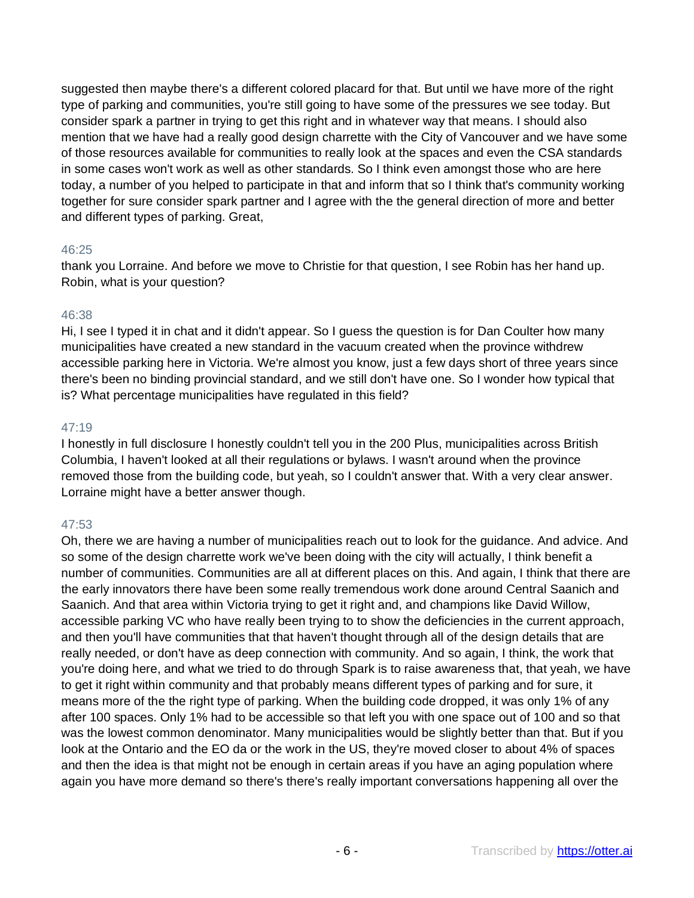suggested then maybe there's a different colored placard for that. But until we have more of the right type of parking and communities, you're still going to have some of the pressures we see today. But consider spark a partner in trying to get this right and in whatever way that means. I should also mention that we have had a really good design charrette with the City of Vancouver and we have some of those resources available for communities to really look at the spaces and even the CSA standards in some cases won't work as well as other standards. So I think even amongst those who are here today, a number of you helped to participate in that and inform that so I think that's community working together for sure consider spark partner and I agree with the the general direction of more and better and different types of parking. Great,

46:25

thank you Lorraine. And before we move to Christie for that question, I see Robin has her hand up. Robin, what is your question?

46:38

Hi, I see I typed it in chat and it didn't appear. So I guess the question is for Dan Coulter how many municipalities have created a new standard in the vacuum created when the province withdrew accessible parking here in Victoria. We're almost you know, just a few days short of three years since there's been no binding provincial standard, and we still don't have one. So I wonder how typical that is? What percentage municipalities have regulated in this field?

47:19

I honestly in full disclosure I honestly couldn't tell you in the 200 Plus, municipalities across British Columbia, I haven't looked at all their regulations or bylaws. I wasn't around when the province removed those from the building code, but yeah, so I couldn't answer that. With a very clear answer. Lorraine might have a better answer though.

47:53

Oh, there we are having a number of municipalities reach out to look for the guidance. And advice. And so some of the design charrette work we've been doing with the city will actually, I think benefit a number of communities. Communities are all at different places on this. And again, I think that there are the early innovators there have been some really tremendous work done around Central Saanich and Saanich. And that area within Victoria trying to get it right and, and champions like David Willow, accessible parking VC who have really been trying to to show the deficiencies in the current approach, and then you'll have communities that that haven't thought through all of the design details that are really needed, or don't have as deep connection with community. And so again, I think, the work that you're doing here, and what we tried to do through Spark is to raise awareness that, that yeah, we have to get it right within community and that probably means different types of parking and for sure, it means more of the the right type of parking. When the building code dropped, it was only 1% of any after 100 spaces. Only 1% had to be accessible so that left you with one space out of 100 and so that was the lowest common denominator. Many municipalities would be slightly better than that. But if you look at the Ontario and the EO da or the work in the US, they're moved closer to about 4% of spaces and then the idea is that might not be enough in certain areas if you have an aging population where again you have more demand so there's there's really important conversations happening all over the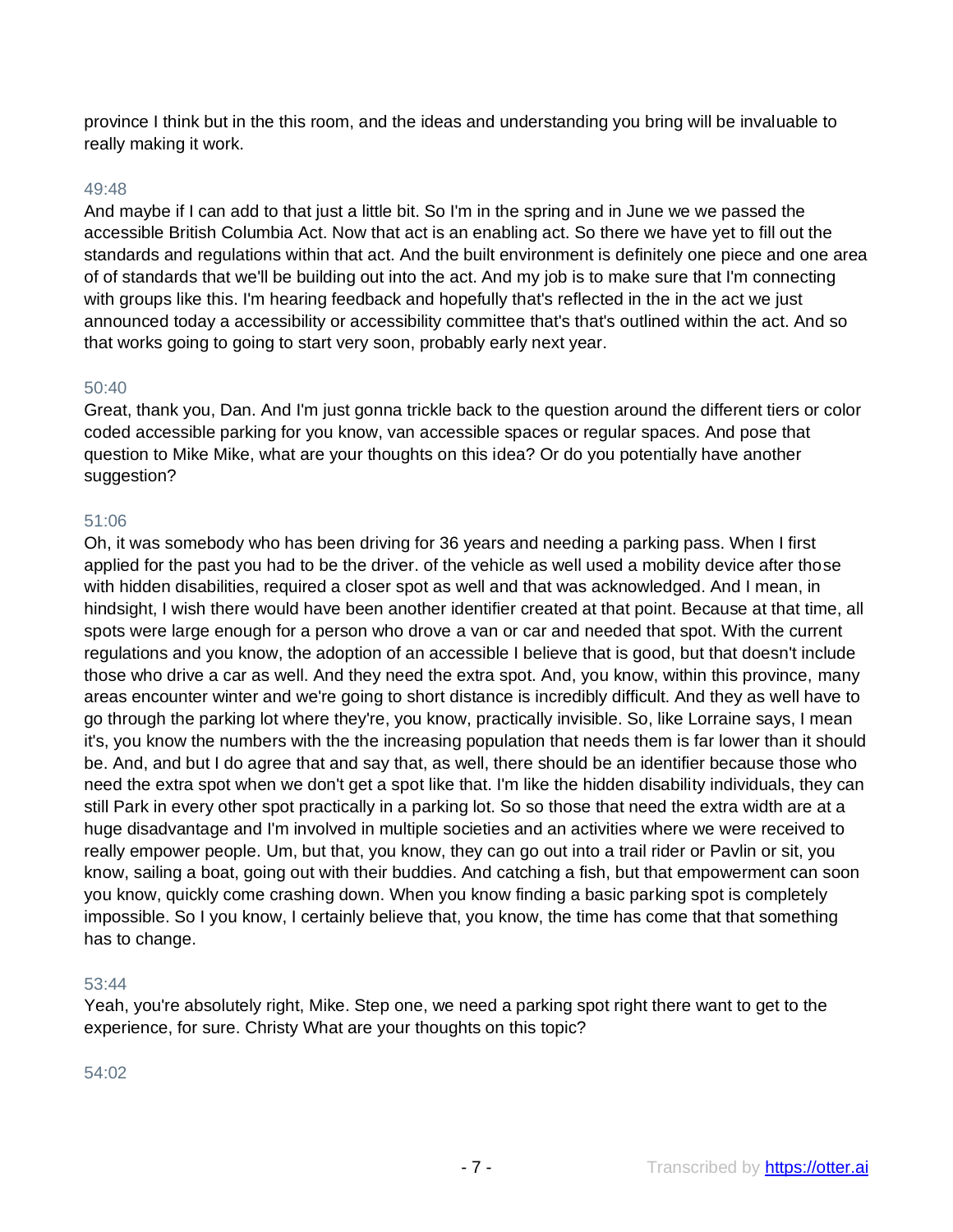province I think but in the this room, and the ideas and understanding you bring will be invaluable to really making it work.

49:48

And maybe if I can add to that just a little bit. So I'm in the spring and in June we we passed the accessible British Columbia Act. Now that act is an enabling act. So there we have yet to fill out the standards and regulations within that act. And the built environment is definitely one piece and one area of of standards that we'll be building out into the act. And my job is to make sure that I'm connecting with groups like this. I'm hearing feedback and hopefully that's reflected in the in the act we just announced today a accessibility or accessibility committee that's that's outlined within the act. And so that works going to going to start very soon, probably early next year.

50:40

Great, thank you, Dan. And I'm just gonna trickle back to the question around the different tiers or color coded accessible parking for you know, van accessible spaces or regular spaces. And pose that question to Mike Mike, what are your thoughts on this idea? Or do you potentially have another suggestion?

51:06

Oh, it was somebody who has been driving for 36 years and needing a parking pass. When I first applied for the past you had to be the driver. of the vehicle as well used a mobility device after those with hidden disabilities, required a closer spot as well and that was acknowledged. And I mean, in hindsight, I wish there would have been another identifier created at that point. Because at that time, all spots were large enough for a person who drove a van or car and needed that spot. With the current regulations and you know, the adoption of an accessible I believe that is good, but that doesn't include those who drive a car as well. And they need the extra spot. And, you know, within this province, many areas encounter winter and we're going to short distance is incredibly difficult. And they as well have to go through the parking lot where they're, you know, practically invisible. So, like Lorraine says, I mean it's, you know the numbers with the the increasing population that needs them is far lower than it should be. And, and but I do agree that and say that, as well, there should be an identifier because those who need the extra spot when we don't get a spot like that. I'm like the hidden disability individuals, they can still Park in every other spot practically in a parking lot. So so those that need the extra width are at a huge disadvantage and I'm involved in multiple societies and an activities where we were received to really empower people. Um, but that, you know, they can go out into a trail rider or Pavlin or sit, you know, sailing a boat, going out with their buddies. And catching a fish, but that empowerment can soon you know, quickly come crashing down. When you know finding a basic parking spot is completely impossible. So I you know, I certainly believe that, you know, the time has come that that something has to change.

53:44

Yeah, you're absolutely right, Mike. Step one, we need a parking spot right there want to get to the experience, for sure. Christy What are your thoughts on this topic?

54:02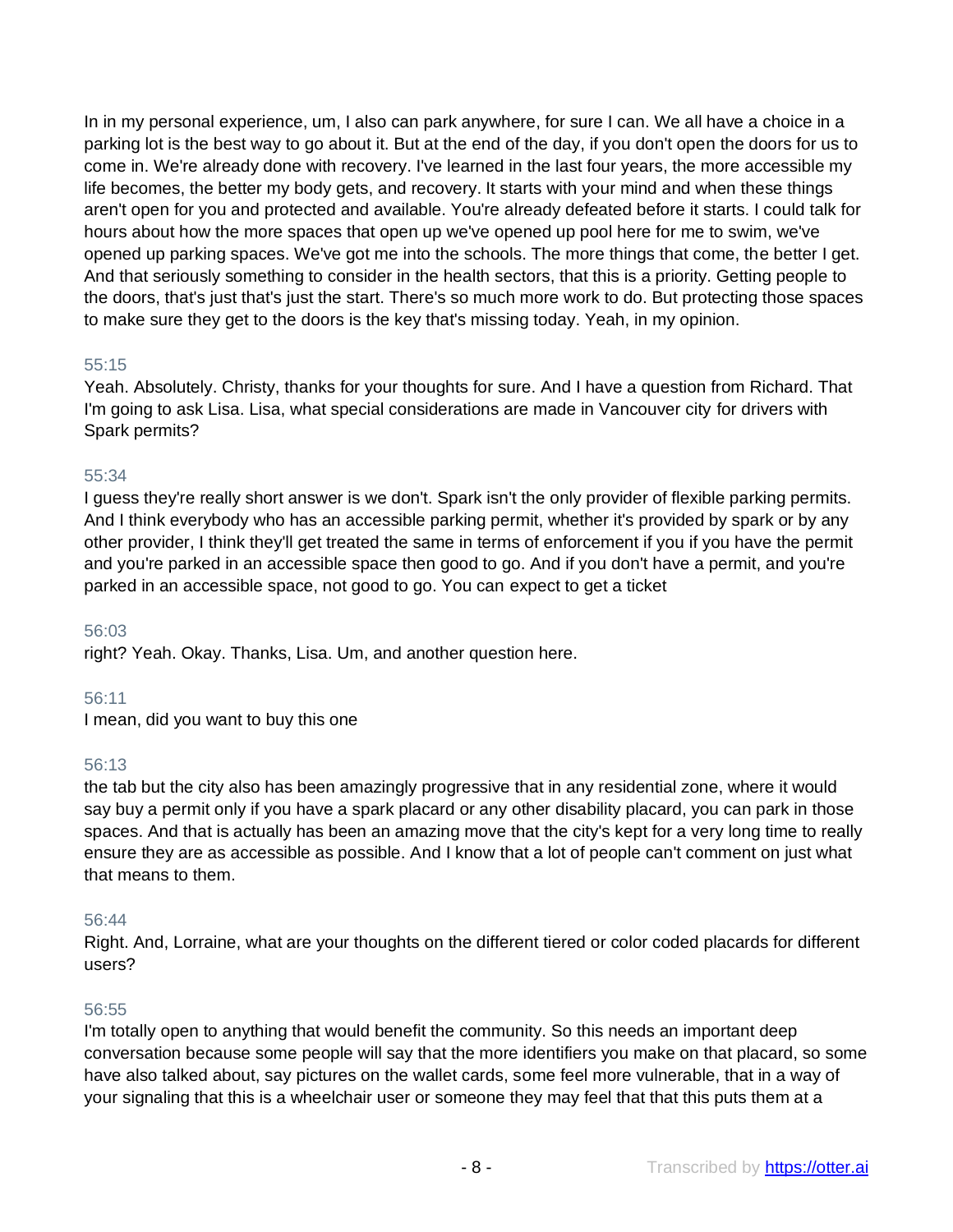In in my personal experience, um, I also can park anywhere, for sure I can. We all have a choice in a parking lot is the best way to go about it. But at the end of the day, if you don't open the doors for us to come in. We're already done with recovery. I've learned in the last four years, the more accessible my life becomes, the better my body gets, and recovery. It starts with your mind and when these things aren't open for you and protected and available. You're already defeated before it starts. I could talk for hours about how the more spaces that open up we've opened up pool here for me to swim, we've opened up parking spaces. We've got me into the schools. The more things that come, the better I get. And that seriously something to consider in the health sectors, that this is a priority. Getting people to the doors, that's just that's just the start. There's so much more work to do. But protecting those spaces to make sure they get to the doors is the key that's missing today. Yeah, in my opinion.

55:15

Yeah. Absolutely. Christy, thanks for your thoughts for sure. And I have a question from Richard. That I'm going to ask Lisa. Lisa, what special considerations are made in Vancouver city for drivers with Spark permits?

55:34

I guess they're really short answer is we don't. Spark isn't the only provider of flexible parking permits. And I think everybody who has an accessible parking permit, whether it's provided by spark or by any other provider, I think they'll get treated the same in terms of enforcement if you if you have the permit and you're parked in an accessible space then good to go. And if you don't have a permit, and you're parked in an accessible space, not good to go. You can expect to get a ticket

56:03

right? Yeah. Okay. Thanks, Lisa. Um, and another question here.

56:11

I mean, did you want to buy this one

56:13

the tab but the city also has been amazingly progressive that in any residential zone, where it would say buy a permit only if you have a spark placard or any other disability placard, you can park in those spaces. And that is actually has been an amazing move that the city's kept for a very long time to really ensure they are as accessible as possible. And I know that a lot of people can't comment on just what that means to them.

56:44

Right. And, Lorraine, what are your thoughts on the different tiered or color coded placards for different users?

56:55

I'm totally open to anything that would benefit the community. So this needs an important deep conversation because some people will say that the more identifiers you make on that placard, so some have also talked about, say pictures on the wallet cards, some feel more vulnerable, that in a way of your signaling that this is a wheelchair user or someone they may feel that that this puts them at a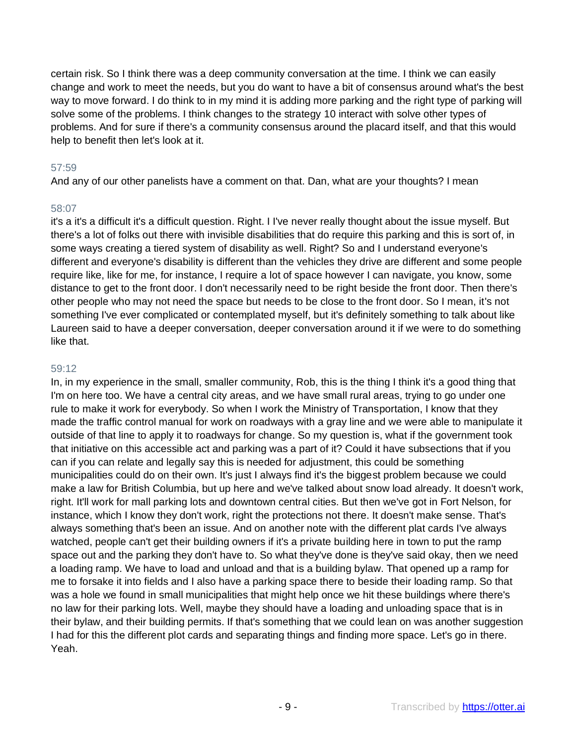certain risk. So I think there was a deep community conversation at the time. I think we can easily change and work to meet the needs, but you do want to have a bit of consensus around what's the best way to move forward. I do think to in my mind it is adding more parking and the right type of parking will solve some of the problems. I think changes to the strategy 10 interact with solve other types of problems. And for sure if there's a community consensus around the placard itself, and that this would help to benefit then let's look at it.

57:59

And any of our other panelists have a comment on that. Dan, what are your thoughts? I mean

58:07

it's a it's a difficult it's a difficult question. Right. I I've never really thought about the issue myself. But there's a lot of folks out there with invisible disabilities that do require this parking and this is sort of, in some ways creating a tiered system of disability as well. Right? So and I understand everyone's different and everyone's disability is different than the vehicles they drive are different and some people require like, like for me, for instance, I require a lot of space however I can navigate, you know, some distance to get to the front door. I don't necessarily need to be right beside the front door. Then there's other people who may not need the space but needs to be close to the front door. So I mean, it's not something I've ever complicated or contemplated myself, but it's definitely something to talk about like Laureen said to have a deeper conversation, deeper conversation around it if we were to do something like that.

59:12

In, in my experience in the small, smaller community, Rob, this is the thing I think it's a good thing that I'm on here too. We have a central city areas, and we have small rural areas, trying to go under one rule to make it work for everybody. So when I work the Ministry of Transportation, I know that they made the traffic control manual for work on roadways with a gray line and we were able to manipulate it outside of that line to apply it to roadways for change. So my question is, what if the government took that initiative on this accessible act and parking was a part of it? Could it have subsections that if you can if you can relate and legally say this is needed for adjustment, this could be something municipalities could do on their own. It's just I always find it's the biggest problem because we could make a law for British Columbia, but up here and we've talked about snow load already. It doesn't work, right. It'll work for mall parking lots and downtown central cities. But then we've got in Fort Nelson, for instance, which I know they don't work, right the protections not there. It doesn't make sense. That's always something that's been an issue. And on another note with the different plat cards I've always watched, people can't get their building owners if it's a private building here in town to put the ramp space out and the parking they don't have to. So what they've done is they've said okay, then we need a loading ramp. We have to load and unload and that is a building bylaw. That opened up a ramp for me to forsake it into fields and I also have a parking space there to beside their loading ramp. So that was a hole we found in small municipalities that might help once we hit these buildings where there's no law for their parking lots. Well, maybe they should have a loading and unloading space that is in their bylaw, and their building permits. If that's something that we could lean on was another suggestion I had for this the different plot cards and separating things and finding more space. Let's go in there. Yeah.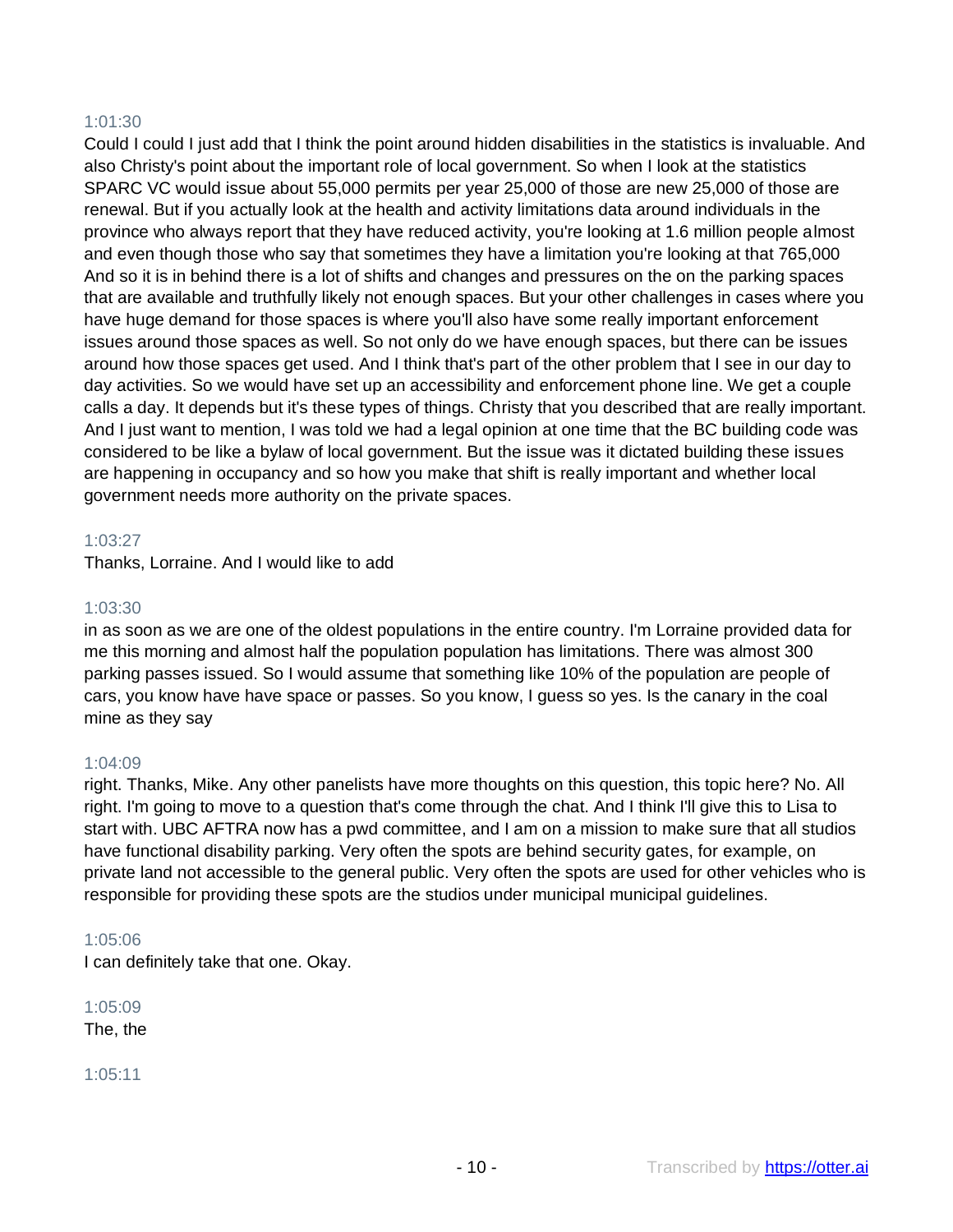1:01:30

Could I could I just add that I think the point around hidden disabilities in the statistics is invaluable. And also Christy's point about the important role of local government. So when I look at the statistics SPARC VC would issue about 55,000 permits per year 25,000 of those are new 25,000 of those are renewal. But if you actually look at the health and activity limitations data around individuals in the province who always report that they have reduced activity, you're looking at 1.6 million people almost and even though those who say that sometimes they have a limitation you're looking at that 765,000 And so it is in behind there is a lot of shifts and changes and pressures on the on the parking spaces that are available and truthfully likely not enough spaces. But your other challenges in cases where you have huge demand for those spaces is where you'll also have some really important enforcement issues around those spaces as well. So not only do we have enough spaces, but there can be issues around how those spaces get used. And I think that's part of the other problem that I see in our day to day activities. So we would have set up an accessibility and enforcement phone line. We get a couple calls a day. It depends but it's these types of things. Christy that you described that are really important. And I just want to mention, I was told we had a legal opinion at one time that the BC building code was considered to be like a bylaw of local government. But the issue was it dictated building these issues are happening in occupancy and so how you make that shift is really important and whether local government needs more authority on the private spaces.

1:03:27

Thanks, Lorraine. And I would like to add

1:03:30

in as soon as we are one of the oldest populations in the entire country. I'm Lorraine provided data for me this morning and almost half the population population has limitations. There was almost 300 parking passes issued. So I would assume that something like 10% of the population are people of cars, you know have have space or passes. So you know, I guess so yes. Is the canary in the coal mine as they say

1:04:09

right. Thanks, Mike. Any other panelists have more thoughts on this question, this topic here? No. All right. I'm going to move to a question that's come through the chat. And I think I'll give this to Lisa to start with. UBC AFTRA now has a pwd committee, and I am on a mission to make sure that all studios have functional disability parking. Very often the spots are behind security gates, for example, on private land not accessible to the general public. Very often the spots are used for other vehicles who is responsible for providing these spots are the studios under municipal municipal guidelines.

1:05:06

I can definitely take that one. Okay.

1:05:09

The, the

1:05:11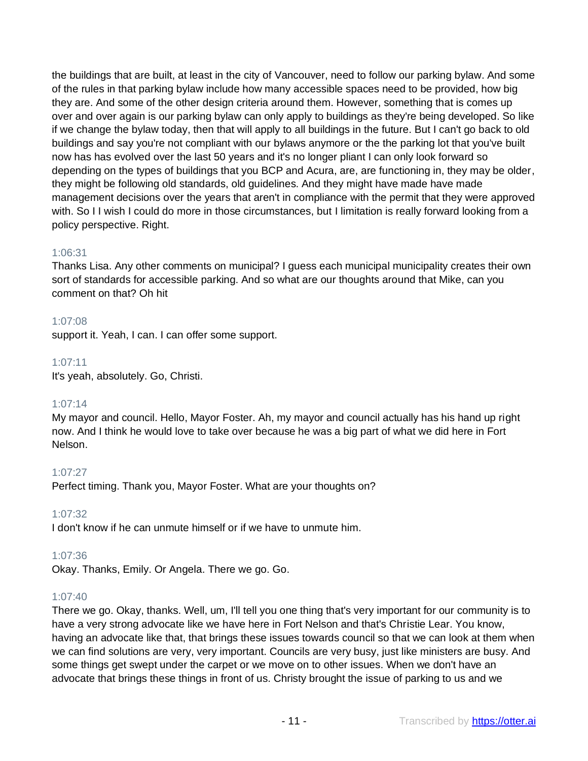the buildings that are built, at least in the city of Vancouver, need to follow our parking bylaw. And some of the rules in that parking bylaw include how many accessible spaces need to be provided, how big they are. And some of the other design criteria around them. However, something that is comes up over and over again is our parking bylaw can only apply to buildings as they're being developed. So like if we change the bylaw today, then that will apply to all buildings in the future. But I can't go back to old buildings and say you're not compliant with our bylaws anymore or the the parking lot that you've built now has has evolved over the last 50 years and it's no longer pliant I can only look forward so depending on the types of buildings that you BCP and Acura, are, are functioning in, they may be older, they might be following old standards, old guidelines. And they might have made have made management decisions over the years that aren't in compliance with the permit that they were approved with. So I I wish I could do more in those circumstances, but I limitation is really forward looking from a policy perspective. Right.

1:06:31
Thanks Lisa. Any other comments on municipal? I guess each municipal municipality creates their own sort of standards for accessible parking. And so what are our thoughts around that Mike, can you comment on that? Oh hit

1:07:08
support it. Yeah, I can. I can offer some support.

1:07:11
It's yeah, absolutely. Go, Christi.

1:07:14
My mayor and council. Hello, Mayor Foster. Ah, my mayor and council actually has his hand up right now. And I think he would love to take over because he was a big part of what we did here in Fort Nelson.

1:07:27
Perfect timing. Thank you, Mayor Foster. What are your thoughts on?

1:07:32
I don't know if he can unmute himself or if we have to unmute him.

1:07:36
Okay. Thanks, Emily. Or Angela. There we go. Go.

1:07:40
There we go. Okay, thanks. Well, um, I'll tell you one thing that's very important for our community is to have a very strong advocate like we have here in Fort Nelson and that's Christie Lear. You know, having an advocate like that, that brings these issues towards council so that we can look at them when we can find solutions are very, very important. Councils are very busy, just like ministers are busy. And some things get swept under the carpet or we move on to other issues. When we don't have an advocate that brings these things in front of us. Christy brought the issue of parking to us and we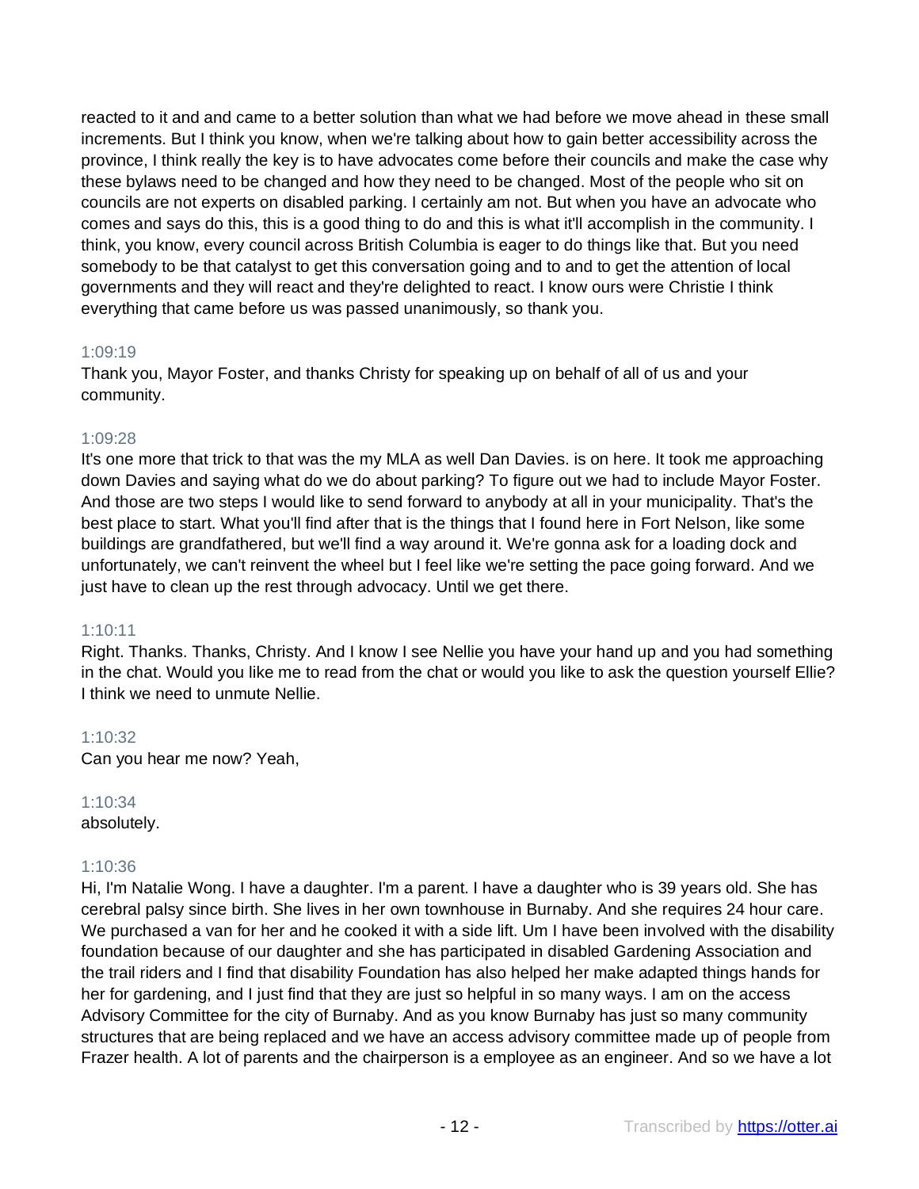reacted to it and and came to a better solution than what we had before we move ahead in these small increments. But I think you know, when we're talking about how to gain better accessibility across the province, I think really the key is to have advocates come before their councils and make the case why these bylaws need to be changed and how they need to be changed. Most of the people who sit on councils are not experts on disabled parking. I certainly am not. But when you have an advocate who comes and says do this, this is a good thing to do and this is what it'll accomplish in the community. I think, you know, every council across British Columbia is eager to do things like that. But you need somebody to be that catalyst to get this conversation going and to and to get the attention of local governments and they will react and they're delighted to react. I know ours were Christie I think everything that came before us was passed unanimously, so thank you.

1:09:19
Thank you, Mayor Foster, and thanks Christy for speaking up on behalf of all of us and your community.

1:09:28
It's one more that trick to that was the my MLA as well Dan Davies. is on here. It took me approaching down Davies and saying what do we do about parking? To figure out we had to include Mayor Foster. And those are two steps I would like to send forward to anybody at all in your municipality. That's the best place to start. What you'll find after that is the things that I found here in Fort Nelson, like some buildings are grandfathered, but we'll find a way around it. We're gonna ask for a loading dock and unfortunately, we can't reinvent the wheel but I feel like we're setting the pace going forward. And we just have to clean up the rest through advocacy. Until we get there.

1:10:11
Right. Thanks. Thanks, Christy. And I know I see Nellie you have your hand up and you had something in the chat. Would you like me to read from the chat or would you like to ask the question yourself Ellie? I think we need to unmute Nellie.

1:10:32
Can you hear me now? Yeah,

1:10:34
absolutely.

1:10:36
Hi, I'm Natalie Wong. I have a daughter. I'm a parent. I have a daughter who is 39 years old. She has cerebral palsy since birth. She lives in her own townhouse in Burnaby. And she requires 24 hour care. We purchased a van for her and he cooked it with a side lift. Um I have been involved with the disability foundation because of our daughter and she has participated in disabled Gardening Association and the trail riders and I find that disability Foundation has also helped her make adapted things hands for her for gardening, and I just find that they are just so helpful in so many ways. I am on the access Advisory Committee for the city of Burnaby. And as you know Burnaby has just so many community structures that are being replaced and we have an access advisory committee made up of people from Frazer health. A lot of parents and the chairperson is a employee as an engineer. And so we have a lot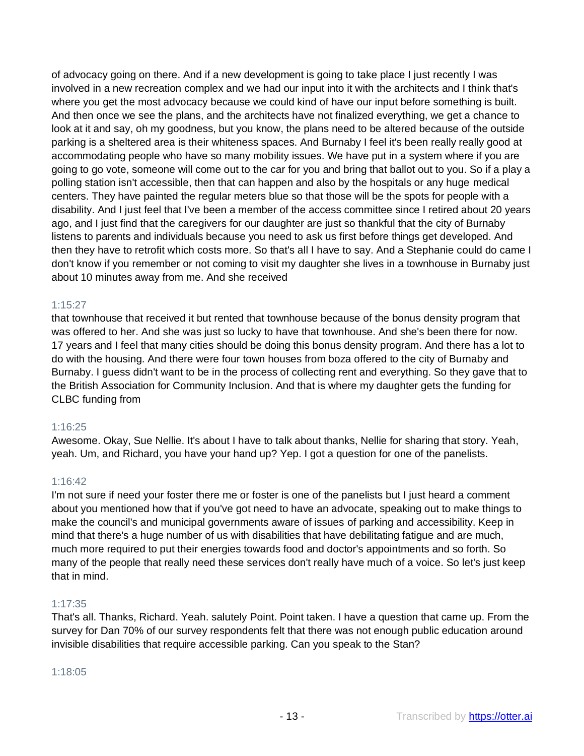of advocacy going on there. And if a new development is going to take place I just recently I was involved in a new recreation complex and we had our input into it with the architects and I think that's where you get the most advocacy because we could kind of have our input before something is built. And then once we see the plans, and the architects have not finalized everything, we get a chance to look at it and say, oh my goodness, but you know, the plans need to be altered because of the outside parking is a sheltered area is their whiteness spaces. And Burnaby I feel it's been really really good at accommodating people who have so many mobility issues. We have put in a system where if you are going to go vote, someone will come out to the car for you and bring that ballot out to you. So if a play a polling station isn't accessible, then that can happen and also by the hospitals or any huge medical centers. They have painted the regular meters blue so that those will be the spots for people with a disability. And I just feel that I've been a member of the access committee since I retired about 20 years ago, and I just find that the caregivers for our daughter are just so thankful that the city of Burnaby listens to parents and individuals because you need to ask us first before things get developed. And then they have to retrofit which costs more. So that's all I have to say. And a Stephanie could do came I don't know if you remember or not coming to visit my daughter she lives in a townhouse in Burnaby just about 10 minutes away from me. And she received

1:15:27

that townhouse that received it but rented that townhouse because of the bonus density program that was offered to her. And she was just so lucky to have that townhouse. And she's been there for now. 17 years and I feel that many cities should be doing this bonus density program. And there has a lot to do with the housing. And there were four town houses from boza offered to the city of Burnaby and Burnaby. I guess didn't want to be in the process of collecting rent and everything. So they gave that to the British Association for Community Inclusion. And that is where my daughter gets the funding for CLBC funding from

1:16:25

Awesome. Okay, Sue Nellie. It's about I have to talk about thanks, Nellie for sharing that story. Yeah, yeah. Um, and Richard, you have your hand up? Yep. I got a question for one of the panelists.

1:16:42

I'm not sure if need your foster there me or foster is one of the panelists but I just heard a comment about you mentioned how that if you've got need to have an advocate, speaking out to make things to make the council's and municipal governments aware of issues of parking and accessibility. Keep in mind that there's a huge number of us with disabilities that have debilitating fatigue and are much, much more required to put their energies towards food and doctor's appointments and so forth. So many of the people that really need these services don't really have much of a voice. So let's just keep that in mind.

1:17:35

That's all. Thanks, Richard. Yeah. salutely Point. Point taken. I have a question that came up. From the survey for Dan 70% of our survey respondents felt that there was not enough public education around invisible disabilities that require accessible parking. Can you speak to the Stan?

1:18:05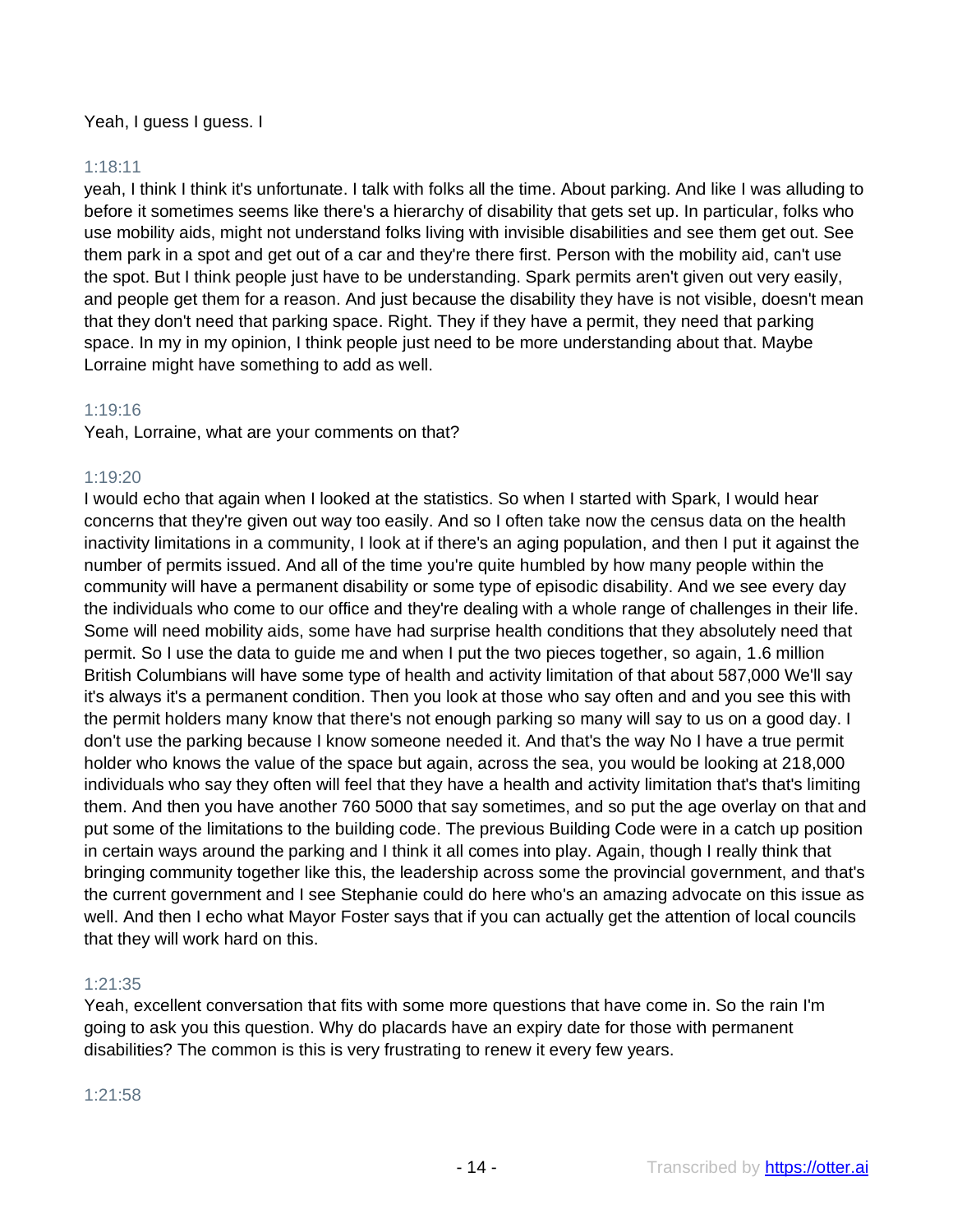Yeah, I guess I guess. I

1:18:11

yeah, I think I think it's unfortunate. I talk with folks all the time. About parking. And like I was alluding to before it sometimes seems like there's a hierarchy of disability that gets set up. In particular, folks who use mobility aids, might not understand folks living with invisible disabilities and see them get out. See them park in a spot and get out of a car and they're there first. Person with the mobility aid, can't use the spot. But I think people just have to be understanding. Spark permits aren't given out very easily, and people get them for a reason. And just because the disability they have is not visible, doesn't mean that they don't need that parking space. Right. They if they have a permit, they need that parking space. In my in my opinion, I think people just need to be more understanding about that. Maybe Lorraine might have something to add as well.

1:19:16

Yeah, Lorraine, what are your comments on that?

1:19:20

I would echo that again when I looked at the statistics. So when I started with Spark, I would hear concerns that they're given out way too easily. And so I often take now the census data on the health inactivity limitations in a community, I look at if there's an aging population, and then I put it against the number of permits issued. And all of the time you're quite humbled by how many people within the community will have a permanent disability or some type of episodic disability. And we see every day the individuals who come to our office and they're dealing with a whole range of challenges in their life. Some will need mobility aids, some have had surprise health conditions that they absolutely need that permit. So I use the data to guide me and when I put the two pieces together, so again, 1.6 million British Columbians will have some type of health and activity limitation of that about 587,000 We'll say it's always it's a permanent condition. Then you look at those who say often and and you see this with the permit holders many know that there's not enough parking so many will say to us on a good day. I don't use the parking because I know someone needed it. And that's the way No I have a true permit holder who knows the value of the space but again, across the sea, you would be looking at 218,000 individuals who say they often will feel that they have a health and activity limitation that's that's limiting them. And then you have another 760 5000 that say sometimes, and so put the age overlay on that and put some of the limitations to the building code. The previous Building Code were in a catch up position in certain ways around the parking and I think it all comes into play. Again, though I really think that bringing community together like this, the leadership across some the provincial government, and that's the current government and I see Stephanie could do here who's an amazing advocate on this issue as well. And then I echo what Mayor Foster says that if you can actually get the attention of local councils that they will work hard on this.

1:21:35

Yeah, excellent conversation that fits with some more questions that have come in. So the rain I'm going to ask you this question. Why do placards have an expiry date for those with permanent disabilities? The common is this is very frustrating to renew it every few years.

1:21:58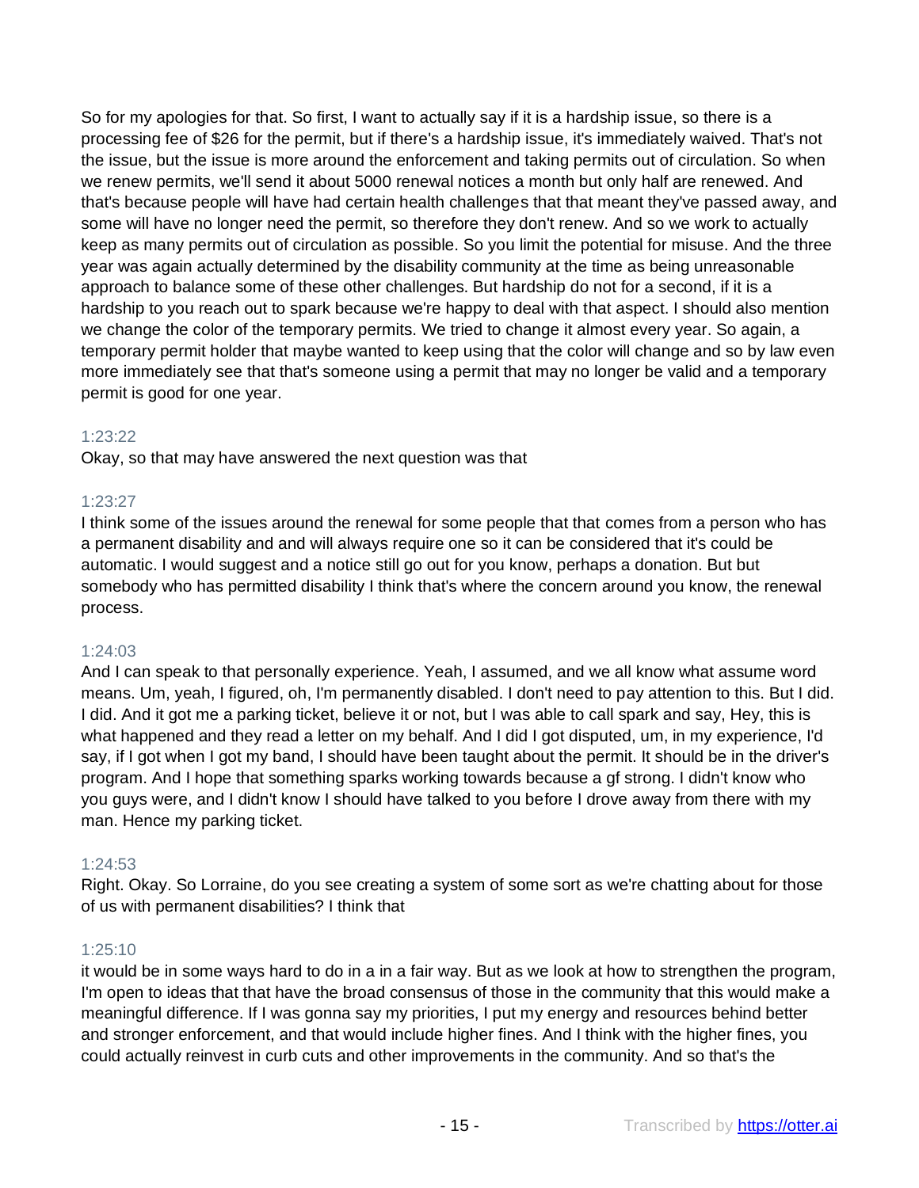So for my apologies for that. So first, I want to actually say if it is a hardship issue, so there is a processing fee of $26 for the permit, but if there's a hardship issue, it's immediately waived. That's not the issue, but the issue is more around the enforcement and taking permits out of circulation. So when we renew permits, we'll send it about 5000 renewal notices a month but only half are renewed. And that's because people will have had certain health challenges that that meant they've passed away, and some will have no longer need the permit, so therefore they don't renew. And so we work to actually keep as many permits out of circulation as possible. So you limit the potential for misuse. And the three year was again actually determined by the disability community at the time as being unreasonable approach to balance some of these other challenges. But hardship do not for a second, if it is a hardship to you reach out to spark because we're happy to deal with that aspect. I should also mention we change the color of the temporary permits. We tried to change it almost every year. So again, a temporary permit holder that maybe wanted to keep using that the color will change and so by law even more immediately see that that's someone using a permit that may no longer be valid and a temporary permit is good for one year.

1:23:22

Okay, so that may have answered the next question was that

1:23:27

I think some of the issues around the renewal for some people that that comes from a person who has a permanent disability and and will always require one so it can be considered that it's could be automatic. I would suggest and a notice still go out for you know, perhaps a donation. But but somebody who has permitted disability I think that's where the concern around you know, the renewal process.

1:24:03

And I can speak to that personally experience. Yeah, I assumed, and we all know what assume word means. Um, yeah, I figured, oh, I'm permanently disabled. I don't need to pay attention to this. But I did. I did. And it got me a parking ticket, believe it or not, but I was able to call spark and say, Hey, this is what happened and they read a letter on my behalf. And I did I got disputed, um, in my experience, I'd say, if I got when I got my band, I should have been taught about the permit. It should be in the driver's program. And I hope that something sparks working towards because a gf strong. I didn't know who you guys were, and I didn't know I should have talked to you before I drove away from there with my man. Hence my parking ticket.

1:24:53

Right. Okay. So Lorraine, do you see creating a system of some sort as we're chatting about for those of us with permanent disabilities? I think that

1:25:10

it would be in some ways hard to do in a in a fair way. But as we look at how to strengthen the program, I'm open to ideas that that have the broad consensus of those in the community that this would make a meaningful difference. If I was gonna say my priorities, I put my energy and resources behind better and stronger enforcement, and that would include higher fines. And I think with the higher fines, you could actually reinvest in curb cuts and other improvements in the community. And so that's the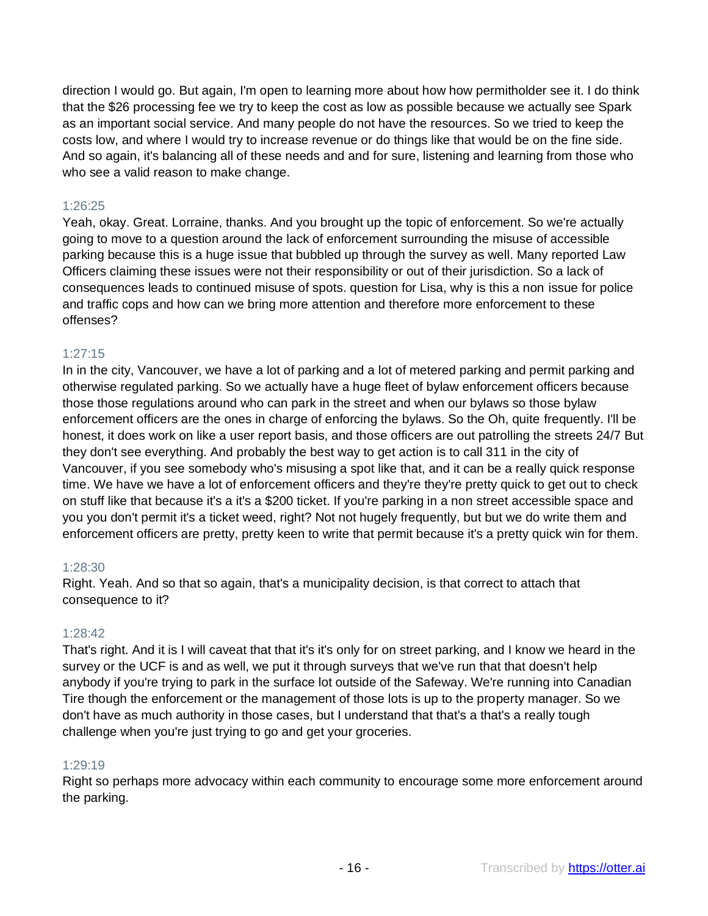direction I would go. But again, I'm open to learning more about how how permitholder see it. I do think that the $26 processing fee we try to keep the cost as low as possible because we actually see Spark as an important social service. And many people do not have the resources. So we tried to keep the costs low, and where I would try to increase revenue or do things like that would be on the fine side. And so again, it's balancing all of these needs and and for sure, listening and learning from those who who see a valid reason to make change.

1:26:25

Yeah, okay. Great. Lorraine, thanks. And you brought up the topic of enforcement. So we're actually going to move to a question around the lack of enforcement surrounding the misuse of accessible parking because this is a huge issue that bubbled up through the survey as well. Many reported Law Officers claiming these issues were not their responsibility or out of their jurisdiction. So a lack of consequences leads to continued misuse of spots. question for Lisa, why is this a non issue for police and traffic cops and how can we bring more attention and therefore more enforcement to these offenses?

1:27:15

In in the city, Vancouver, we have a lot of parking and a lot of metered parking and permit parking and otherwise regulated parking. So we actually have a huge fleet of bylaw enforcement officers because those those regulations around who can park in the street and when our bylaws so those bylaw enforcement officers are the ones in charge of enforcing the bylaws. So the Oh, quite frequently. I'll be honest, it does work on like a user report basis, and those officers are out patrolling the streets 24/7 But they don't see everything. And probably the best way to get action is to call 311 in the city of Vancouver, if you see somebody who's misusing a spot like that, and it can be a really quick response time. We have we have a lot of enforcement officers and they're they're pretty quick to get out to check on stuff like that because it's a it's a $200 ticket. If you're parking in a non street accessible space and you you don't permit it's a ticket weed, right? Not not hugely frequently, but but we do write them and enforcement officers are pretty, pretty keen to write that permit because it's a pretty quick win for them.

1:28:30

Right. Yeah. And so that so again, that's a municipality decision, is that correct to attach that consequence to it?

1:28:42

That's right. And it is I will caveat that that it's it's only for on street parking, and I know we heard in the survey or the UCF is and as well, we put it through surveys that we've run that that doesn't help anybody if you're trying to park in the surface lot outside of the Safeway. We're running into Canadian Tire though the enforcement or the management of those lots is up to the property manager. So we don't have as much authority in those cases, but I understand that that's a that's a really tough challenge when you're just trying to go and get your groceries.

1:29:19

Right so perhaps more advocacy within each community to encourage some more enforcement around the parking.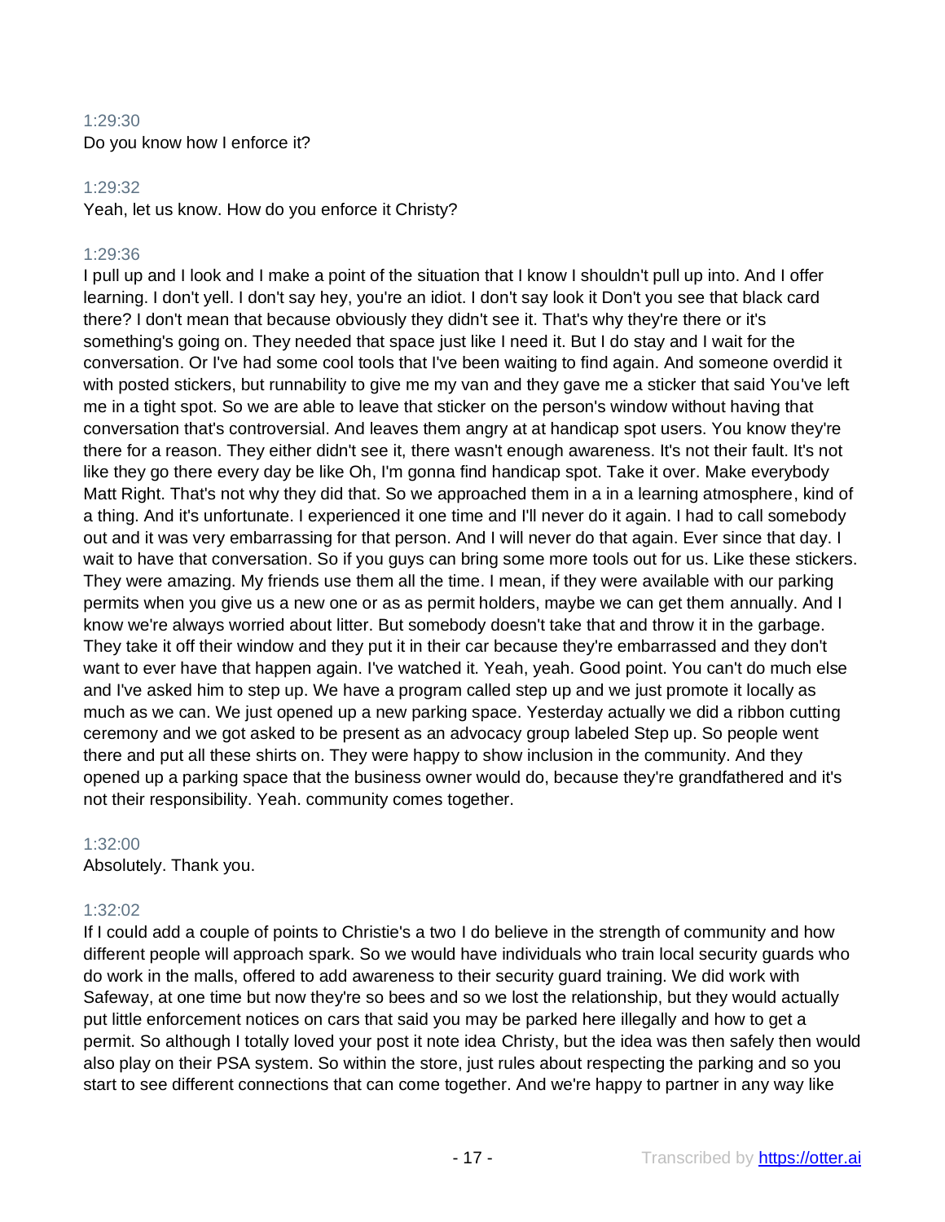1:29:30
Do you know how I enforce it?

1:29:32
Yeah, let us know. How do you enforce it Christy?

1:29:36
I pull up and I look and I make a point of the situation that I know I shouldn't pull up into. And I offer learning. I don't yell. I don't say hey, you're an idiot. I don't say look it Don't you see that black card there? I don't mean that because obviously they didn't see it. That's why they're there or it's something's going on. They needed that space just like I need it. But I do stay and I wait for the conversation. Or I've had some cool tools that I've been waiting to find again. And someone overdid it with posted stickers, but runnability to give me my van and they gave me a sticker that said You've left me in a tight spot. So we are able to leave that sticker on the person's window without having that conversation that's controversial. And leaves them angry at at handicap spot users. You know they're there for a reason. They either didn't see it, there wasn't enough awareness. It's not their fault. It's not like they go there every day be like Oh, I'm gonna find handicap spot. Take it over. Make everybody Matt Right. That's not why they did that. So we approached them in a in a learning atmosphere, kind of a thing. And it's unfortunate. I experienced it one time and I'll never do it again. I had to call somebody out and it was very embarrassing for that person. And I will never do that again. Ever since that day. I wait to have that conversation. So if you guys can bring some more tools out for us. Like these stickers. They were amazing. My friends use them all the time. I mean, if they were available with our parking permits when you give us a new one or as as permit holders, maybe we can get them annually. And I know we're always worried about litter. But somebody doesn't take that and throw it in the garbage. They take it off their window and they put it in their car because they're embarrassed and they don't want to ever have that happen again. I've watched it. Yeah, yeah. Good point. You can't do much else and I've asked him to step up. We have a program called step up and we just promote it locally as much as we can. We just opened up a new parking space. Yesterday actually we did a ribbon cutting ceremony and we got asked to be present as an advocacy group labeled Step up. So people went there and put all these shirts on. They were happy to show inclusion in the community. And they opened up a parking space that the business owner would do, because they're grandfathered and it's not their responsibility. Yeah. community comes together.

1:32:00
Absolutely. Thank you.

1:32:02
If I could add a couple of points to Christie's a two I do believe in the strength of community and how different people will approach spark. So we would have individuals who train local security guards who do work in the malls, offered to add awareness to their security guard training. We did work with Safeway, at one time but now they're so bees and so we lost the relationship, but they would actually put little enforcement notices on cars that said you may be parked here illegally and how to get a permit. So although I totally loved your post it note idea Christy, but the idea was then safely then would also play on their PSA system. So within the store, just rules about respecting the parking and so you start to see different connections that can come together. And we're happy to partner in any way like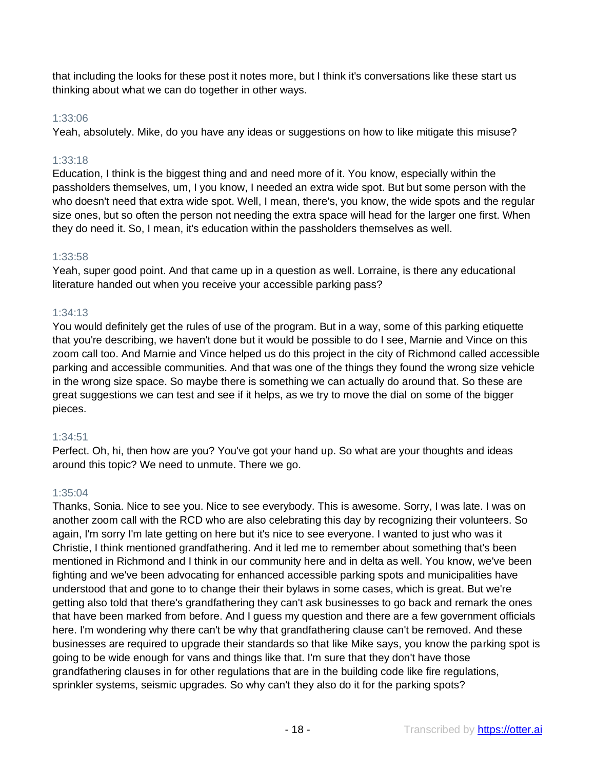that including the looks for these post it notes more, but I think it's conversations like these start us thinking about what we can do together in other ways.

1:33:06

Yeah, absolutely. Mike, do you have any ideas or suggestions on how to like mitigate this misuse?

1:33:18

Education, I think is the biggest thing and and need more of it. You know, especially within the passholders themselves, um, I you know, I needed an extra wide spot. But but some person with the who doesn't need that extra wide spot. Well, I mean, there's, you know, the wide spots and the regular size ones, but so often the person not needing the extra space will head for the larger one first. When they do need it. So, I mean, it's education within the passholders themselves as well.

1:33:58

Yeah, super good point. And that came up in a question as well. Lorraine, is there any educational literature handed out when you receive your accessible parking pass?

1:34:13

You would definitely get the rules of use of the program. But in a way, some of this parking etiquette that you're describing, we haven't done but it would be possible to do I see, Marnie and Vince on this zoom call too. And Marnie and Vince helped us do this project in the city of Richmond called accessible parking and accessible communities. And that was one of the things they found the wrong size vehicle in the wrong size space. So maybe there is something we can actually do around that. So these are great suggestions we can test and see if it helps, as we try to move the dial on some of the bigger pieces.

1:34:51

Perfect. Oh, hi, then how are you? You've got your hand up. So what are your thoughts and ideas around this topic? We need to unmute. There we go.

1:35:04

Thanks, Sonia. Nice to see you. Nice to see everybody. This is awesome. Sorry, I was late. I was on another zoom call with the RCD who are also celebrating this day by recognizing their volunteers. So again, I'm sorry I'm late getting on here but it's nice to see everyone. I wanted to just who was it Christie, I think mentioned grandfathering. And it led me to remember about something that's been mentioned in Richmond and I think in our community here and in delta as well. You know, we've been fighting and we've been advocating for enhanced accessible parking spots and municipalities have understood that and gone to to change their their bylaws in some cases, which is great. But we're getting also told that there's grandfathering they can't ask businesses to go back and remark the ones that have been marked from before. And I guess my question and there are a few government officials here. I'm wondering why there can't be why that grandfathering clause can't be removed. And these businesses are required to upgrade their standards so that like Mike says, you know the parking spot is going to be wide enough for vans and things like that. I'm sure that they don't have those grandfathering clauses in for other regulations that are in the building code like fire regulations, sprinkler systems, seismic upgrades. So why can't they also do it for the parking spots?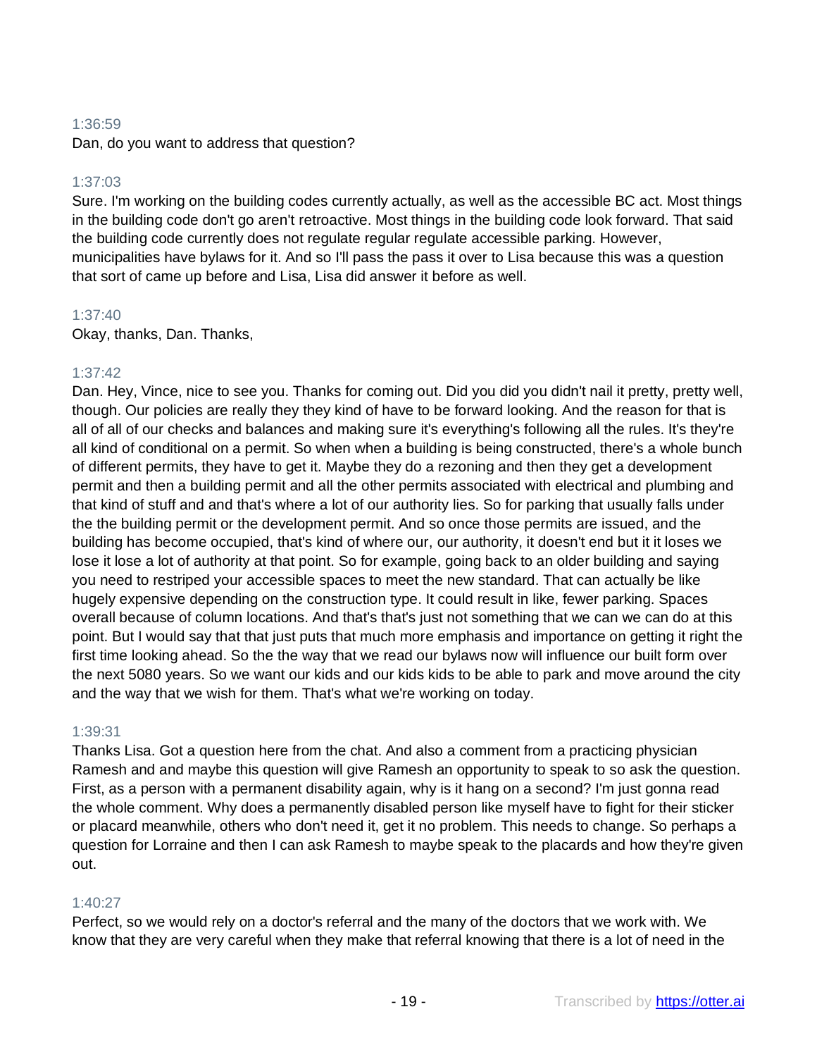1:36:59

Dan, do you want to address that question?

1:37:03

Sure. I'm working on the building codes currently actually, as well as the accessible BC act. Most things in the building code don't go aren't retroactive. Most things in the building code look forward. That said the building code currently does not regulate regular regulate accessible parking. However, municipalities have bylaws for it. And so I'll pass the pass it over to Lisa because this was a question that sort of came up before and Lisa, Lisa did answer it before as well.

1:37:40

Okay, thanks, Dan. Thanks,

1:37:42

Dan. Hey, Vince, nice to see you. Thanks for coming out. Did you did you didn't nail it pretty, pretty well, though. Our policies are really they they kind of have to be forward looking. And the reason for that is all of all of our checks and balances and making sure it's everything's following all the rules. It's they're all kind of conditional on a permit. So when when a building is being constructed, there's a whole bunch of different permits, they have to get it. Maybe they do a rezoning and then they get a development permit and then a building permit and all the other permits associated with electrical and plumbing and that kind of stuff and and that's where a lot of our authority lies. So for parking that usually falls under the the building permit or the development permit. And so once those permits are issued, and the building has become occupied, that's kind of where our, our authority, it doesn't end but it it loses we lose it lose a lot of authority at that point. So for example, going back to an older building and saying you need to restriped your accessible spaces to meet the new standard. That can actually be like hugely expensive depending on the construction type. It could result in like, fewer parking. Spaces overall because of column locations. And that's that's just not something that we can we can do at this point. But I would say that that just puts that much more emphasis and importance on getting it right the first time looking ahead. So the the way that we read our bylaws now will influence our built form over the next 5080 years. So we want our kids and our kids kids to be able to park and move around the city and the way that we wish for them. That's what we're working on today.

1:39:31

Thanks Lisa. Got a question here from the chat. And also a comment from a practicing physician Ramesh and and maybe this question will give Ramesh an opportunity to speak to so ask the question. First, as a person with a permanent disability again, why is it hang on a second? I'm just gonna read the whole comment. Why does a permanently disabled person like myself have to fight for their sticker or placard meanwhile, others who don't need it, get it no problem. This needs to change. So perhaps a question for Lorraine and then I can ask Ramesh to maybe speak to the placards and how they're given out.

1:40:27

Perfect, so we would rely on a doctor's referral and the many of the doctors that we work with. We know that they are very careful when they make that referral knowing that there is a lot of need in the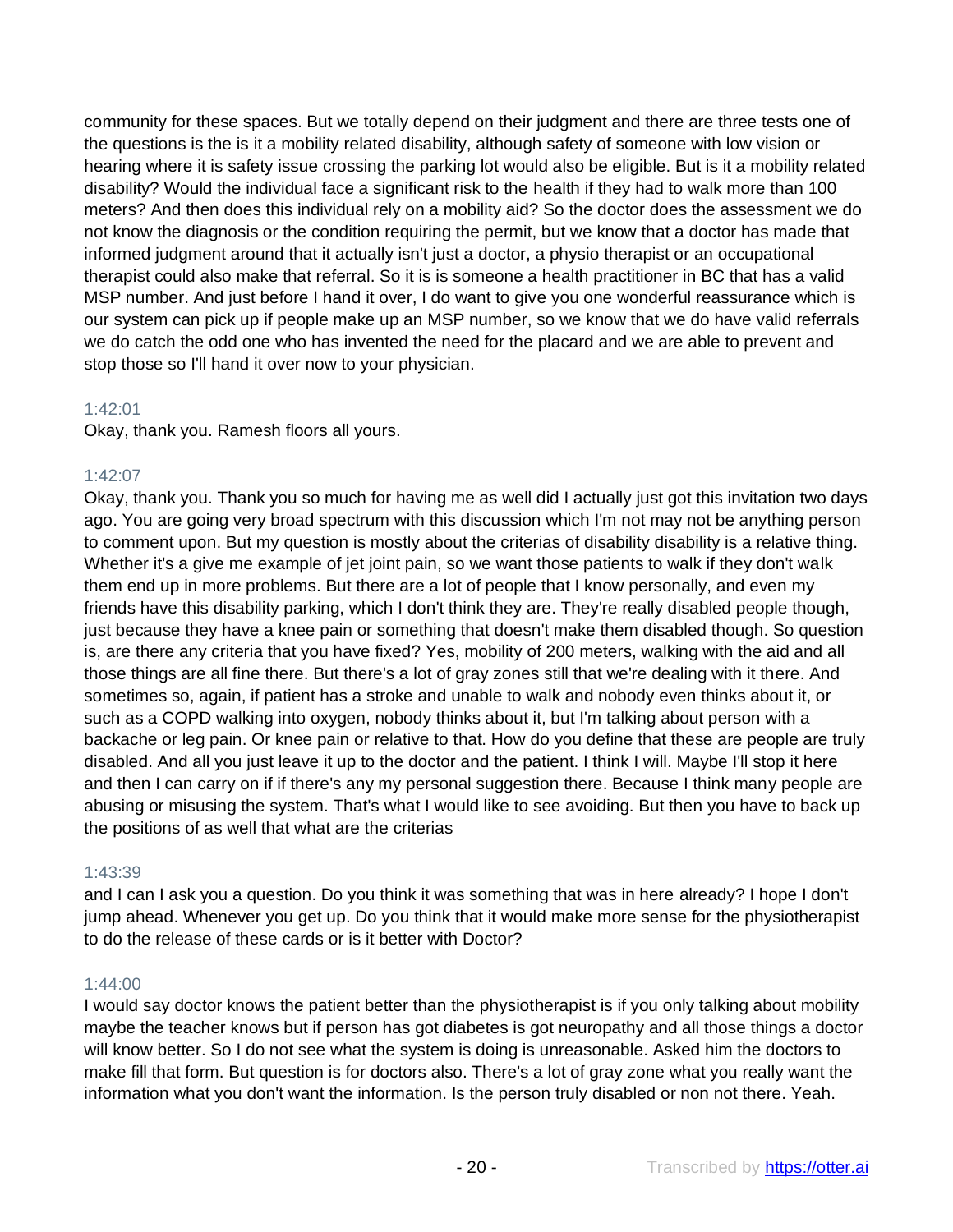community for these spaces. But we totally depend on their judgment and there are three tests one of the questions is the is it a mobility related disability, although safety of someone with low vision or hearing where it is safety issue crossing the parking lot would also be eligible. But is it a mobility related disability? Would the individual face a significant risk to the health if they had to walk more than 100 meters? And then does this individual rely on a mobility aid? So the doctor does the assessment we do not know the diagnosis or the condition requiring the permit, but we know that a doctor has made that informed judgment around that it actually isn't just a doctor, a physio therapist or an occupational therapist could also make that referral. So it is is someone a health practitioner in BC that has a valid MSP number. And just before I hand it over, I do want to give you one wonderful reassurance which is our system can pick up if people make up an MSP number, so we know that we do have valid referrals we do catch the odd one who has invented the need for the placard and we are able to prevent and stop those so I'll hand it over now to your physician.

1:42:01

Okay, thank you. Ramesh floors all yours.

1:42:07

Okay, thank you. Thank you so much for having me as well did I actually just got this invitation two days ago. You are going very broad spectrum with this discussion which I'm not may not be anything person to comment upon. But my question is mostly about the criterias of disability disability is a relative thing. Whether it's a give me example of jet joint pain, so we want those patients to walk if they don't walk them end up in more problems. But there are a lot of people that I know personally, and even my friends have this disability parking, which I don't think they are. They're really disabled people though, just because they have a knee pain or something that doesn't make them disabled though. So question is, are there any criteria that you have fixed? Yes, mobility of 200 meters, walking with the aid and all those things are all fine there. But there's a lot of gray zones still that we're dealing with it there. And sometimes so, again, if patient has a stroke and unable to walk and nobody even thinks about it, or such as a COPD walking into oxygen, nobody thinks about it, but I'm talking about person with a backache or leg pain. Or knee pain or relative to that. How do you define that these are people are truly disabled. And all you just leave it up to the doctor and the patient. I think I will. Maybe I'll stop it here and then I can carry on if if there's any my personal suggestion there. Because I think many people are abusing or misusing the system. That's what I would like to see avoiding. But then you have to back up the positions of as well that what are the criterias

1:43:39

and I can I ask you a question. Do you think it was something that was in here already? I hope I don't jump ahead. Whenever you get up. Do you think that it would make more sense for the physiotherapist to do the release of these cards or is it better with Doctor?

1:44:00

I would say doctor knows the patient better than the physiotherapist is if you only talking about mobility maybe the teacher knows but if person has got diabetes is got neuropathy and all those things a doctor will know better. So I do not see what the system is doing is unreasonable. Asked him the doctors to make fill that form. But question is for doctors also. There's a lot of gray zone what you really want the information what you don't want the information. Is the person truly disabled or non not there. Yeah.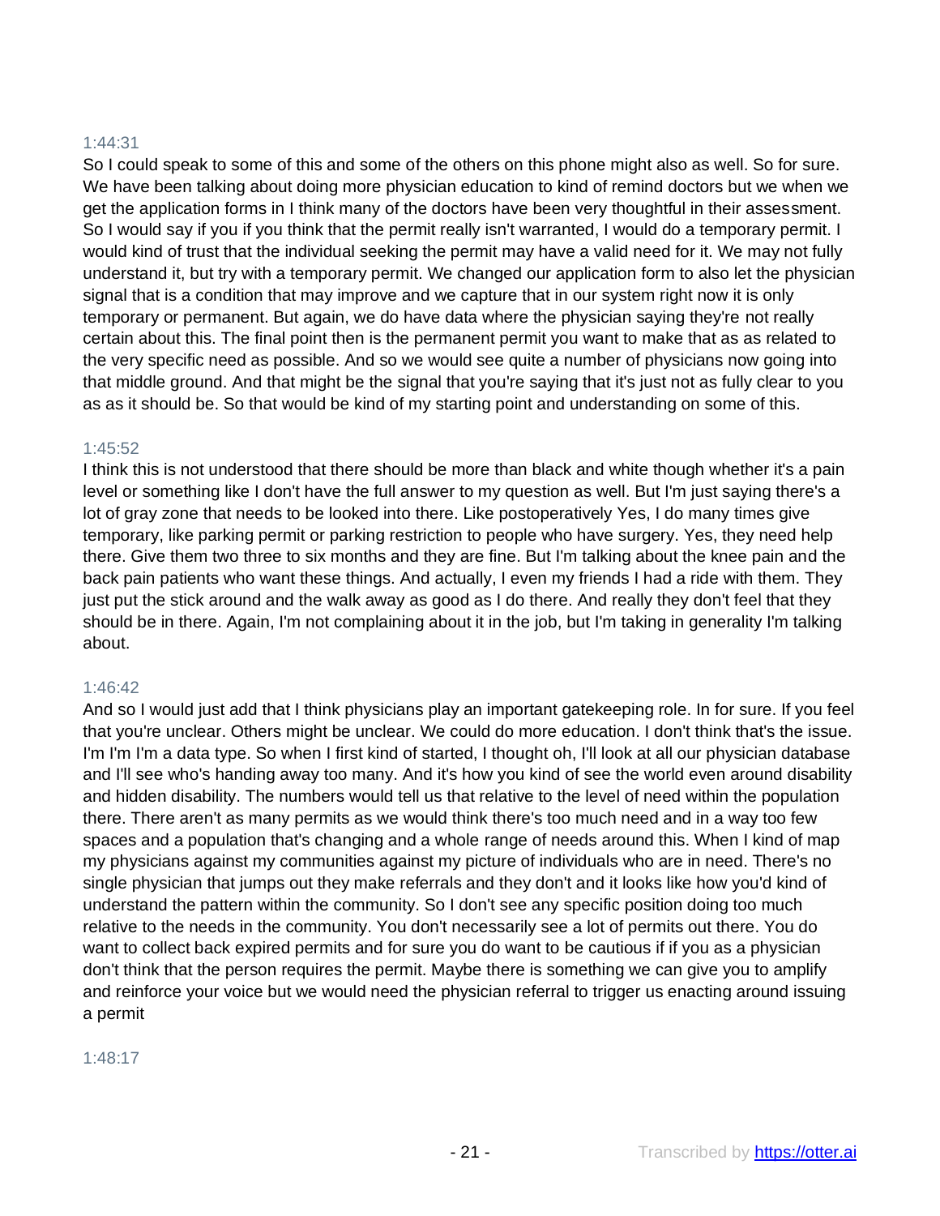1:44:31

So I could speak to some of this and some of the others on this phone might also as well. So for sure. We have been talking about doing more physician education to kind of remind doctors but we when we get the application forms in I think many of the doctors have been very thoughtful in their assessment. So I would say if you if you think that the permit really isn't warranted, I would do a temporary permit. I would kind of trust that the individual seeking the permit may have a valid need for it. We may not fully understand it, but try with a temporary permit. We changed our application form to also let the physician signal that is a condition that may improve and we capture that in our system right now it is only temporary or permanent. But again, we do have data where the physician saying they're not really certain about this. The final point then is the permanent permit you want to make that as as related to the very specific need as possible. And so we would see quite a number of physicians now going into that middle ground. And that might be the signal that you're saying that it's just not as fully clear to you as as it should be. So that would be kind of my starting point and understanding on some of this.

1:45:52

I think this is not understood that there should be more than black and white though whether it's a pain level or something like I don't have the full answer to my question as well. But I'm just saying there's a lot of gray zone that needs to be looked into there. Like postoperatively Yes, I do many times give temporary, like parking permit or parking restriction to people who have surgery. Yes, they need help there. Give them two three to six months and they are fine. But I'm talking about the knee pain and the back pain patients who want these things. And actually, I even my friends I had a ride with them. They just put the stick around and the walk away as good as I do there. And really they don't feel that they should be in there. Again, I'm not complaining about it in the job, but I'm taking in generality I'm talking about.

1:46:42

And so I would just add that I think physicians play an important gatekeeping role. In for sure. If you feel that you're unclear. Others might be unclear. We could do more education. I don't think that's the issue. I'm I'm I'm a data type. So when I first kind of started, I thought oh, I'll look at all our physician database and I'll see who's handing away too many. And it's how you kind of see the world even around disability and hidden disability. The numbers would tell us that relative to the level of need within the population there. There aren't as many permits as we would think there's too much need and in a way too few spaces and a population that's changing and a whole range of needs around this. When I kind of map my physicians against my communities against my picture of individuals who are in need. There's no single physician that jumps out they make referrals and they don't and it looks like how you'd kind of understand the pattern within the community. So I don't see any specific position doing too much relative to the needs in the community. You don't necessarily see a lot of permits out there. You do want to collect back expired permits and for sure you do want to be cautious if if you as a physician don't think that the person requires the permit. Maybe there is something we can give you to amplify and reinforce your voice but we would need the physician referral to trigger us enacting around issuing a permit

1:48:17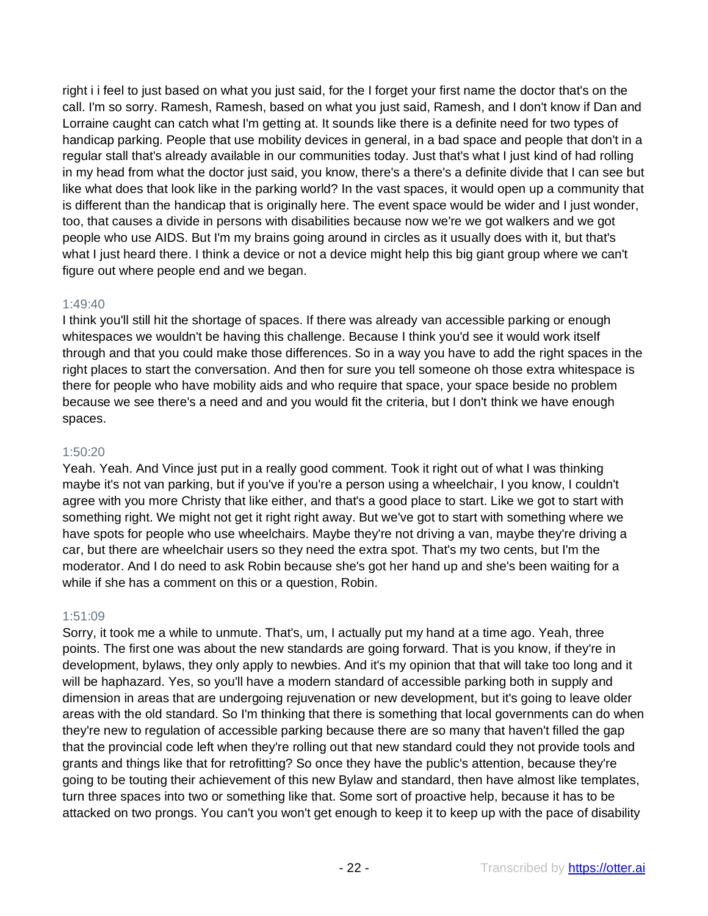right i i feel to just based on what you just said, for the I forget your first name the doctor that's on the call. I'm so sorry. Ramesh, Ramesh, based on what you just said, Ramesh, and I don't know if Dan and Lorraine caught can catch what I'm getting at. It sounds like there is a definite need for two types of handicap parking. People that use mobility devices in general, in a bad space and people that don't in a regular stall that's already available in our communities today. Just that's what I just kind of had rolling in my head from what the doctor just said, you know, there's a there's a definite divide that I can see but like what does that look like in the parking world? In the vast spaces, it would open up a community that is different than the handicap that is originally here. The event space would be wider and I just wonder, too, that causes a divide in persons with disabilities because now we're we got walkers and we got people who use AIDS. But I'm my brains going around in circles as it usually does with it, but that's what I just heard there. I think a device or not a device might help this big giant group where we can't figure out where people end and we began.

1:49:40

I think you'll still hit the shortage of spaces. If there was already van accessible parking or enough whitespaces we wouldn't be having this challenge. Because I think you'd see it would work itself through and that you could make those differences. So in a way you have to add the right spaces in the right places to start the conversation. And then for sure you tell someone oh those extra whitespace is there for people who have mobility aids and who require that space, your space beside no problem because we see there's a need and and you would fit the criteria, but I don't think we have enough spaces.

1:50:20

Yeah. Yeah. And Vince just put in a really good comment. Took it right out of what I was thinking maybe it's not van parking, but if you've if you're a person using a wheelchair, I you know, I couldn't agree with you more Christy that like either, and that's a good place to start. Like we got to start with something right. We might not get it right right away. But we've got to start with something where we have spots for people who use wheelchairs. Maybe they're not driving a van, maybe they're driving a car, but there are wheelchair users so they need the extra spot. That's my two cents, but I'm the moderator. And I do need to ask Robin because she's got her hand up and she's been waiting for a while if she has a comment on this or a question, Robin.

1:51:09

Sorry, it took me a while to unmute. That's, um, I actually put my hand at a time ago. Yeah, three points. The first one was about the new standards are going forward. That is you know, if they're in development, bylaws, they only apply to newbies. And it's my opinion that that will take too long and it will be haphazard. Yes, so you'll have a modern standard of accessible parking both in supply and dimension in areas that are undergoing rejuvenation or new development, but it's going to leave older areas with the old standard. So I'm thinking that there is something that local governments can do when they're new to regulation of accessible parking because there are so many that haven't filled the gap that the provincial code left when they're rolling out that new standard could they not provide tools and grants and things like that for retrofitting? So once they have the public's attention, because they're going to be touting their achievement of this new Bylaw and standard, then have almost like templates, turn three spaces into two or something like that. Some sort of proactive help, because it has to be attacked on two prongs. You can't you won't get enough to keep it to keep up with the pace of disability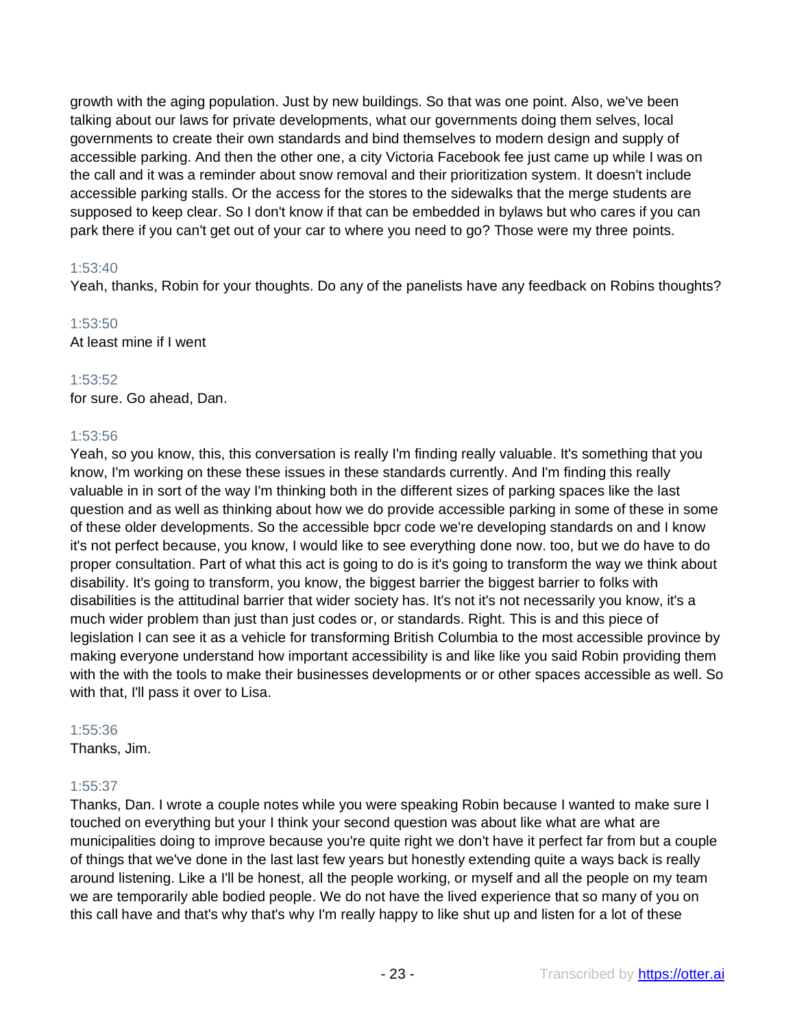growth with the aging population. Just by new buildings. So that was one point. Also, we've been talking about our laws for private developments, what our governments doing them selves, local governments to create their own standards and bind themselves to modern design and supply of accessible parking. And then the other one, a city Victoria Facebook fee just came up while I was on the call and it was a reminder about snow removal and their prioritization system. It doesn't include accessible parking stalls. Or the access for the stores to the sidewalks that the merge students are supposed to keep clear. So I don't know if that can be embedded in bylaws but who cares if you can park there if you can't get out of your car to where you need to go? Those were my three points.

1:53:40
Yeah, thanks, Robin for your thoughts. Do any of the panelists have any feedback on Robins thoughts?

1:53:50
At least mine if I went

1:53:52
for sure. Go ahead, Dan.

1:53:56
Yeah, so you know, this, this conversation is really I'm finding really valuable. It's something that you know, I'm working on these these issues in these standards currently. And I'm finding this really valuable in in sort of the way I'm thinking both in the different sizes of parking spaces like the last question and as well as thinking about how we do provide accessible parking in some of these in some of these older developments. So the accessible bpcr code we're developing standards on and I know it's not perfect because, you know, I would like to see everything done now. too, but we do have to do proper consultation. Part of what this act is going to do is it's going to transform the way we think about disability. It's going to transform, you know, the biggest barrier the biggest barrier to folks with disabilities is the attitudinal barrier that wider society has. It's not it's not necessarily you know, it's a much wider problem than just than just codes or, or standards. Right. This is and this piece of legislation I can see it as a vehicle for transforming British Columbia to the most accessible province by making everyone understand how important accessibility is and like like you said Robin providing them with the with the tools to make their businesses developments or or other spaces accessible as well. So with that, I'll pass it over to Lisa.

1:55:36
Thanks, Jim.

1:55:37
Thanks, Dan. I wrote a couple notes while you were speaking Robin because I wanted to make sure I touched on everything but your I think your second question was about like what are what are municipalities doing to improve because you're quite right we don't have it perfect far from but a couple of things that we've done in the last last few years but honestly extending quite a ways back is really around listening. Like a I'll be honest, all the people working, or myself and all the people on my team we are temporarily able bodied people. We do not have the lived experience that so many of you on this call have and that's why that's why I'm really happy to like shut up and listen for a lot of these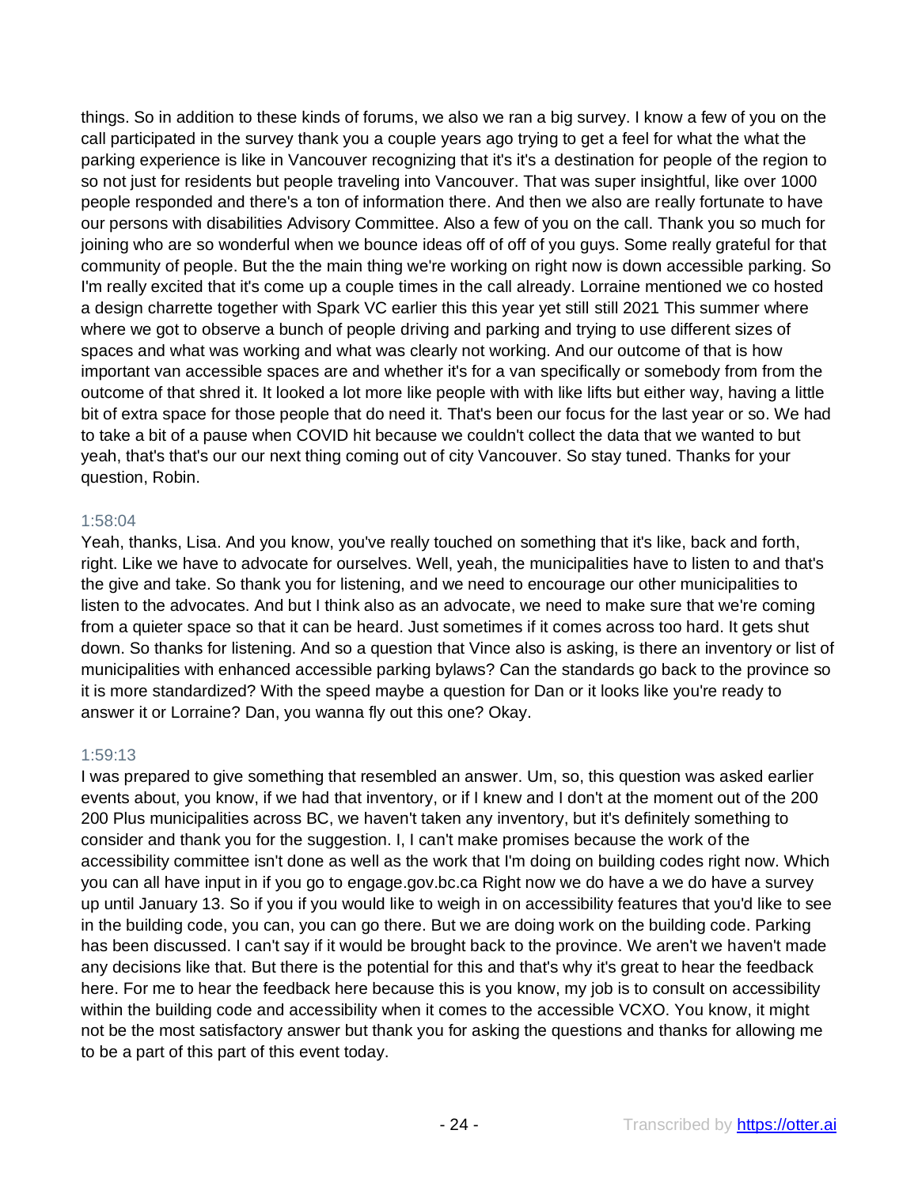things. So in addition to these kinds of forums, we also we ran a big survey. I know a few of you on the call participated in the survey thank you a couple years ago trying to get a feel for what the what the parking experience is like in Vancouver recognizing that it's it's a destination for people of the region to so not just for residents but people traveling into Vancouver. That was super insightful, like over 1000 people responded and there's a ton of information there. And then we also are really fortunate to have our persons with disabilities Advisory Committee. Also a few of you on the call. Thank you so much for joining who are so wonderful when we bounce ideas off of off of you guys. Some really grateful for that community of people. But the the main thing we're working on right now is down accessible parking. So I'm really excited that it's come up a couple times in the call already. Lorraine mentioned we co hosted a design charrette together with Spark VC earlier this this year yet still still 2021 This summer where where we got to observe a bunch of people driving and parking and trying to use different sizes of spaces and what was working and what was clearly not working. And our outcome of that is how important van accessible spaces are and whether it's for a van specifically or somebody from from the outcome of that shred it. It looked a lot more like people with with like lifts but either way, having a little bit of extra space for those people that do need it. That's been our focus for the last year or so. We had to take a bit of a pause when COVID hit because we couldn't collect the data that we wanted to but yeah, that's that's our our next thing coming out of city Vancouver. So stay tuned. Thanks for your question, Robin.

1:58:04

Yeah, thanks, Lisa. And you know, you've really touched on something that it's like, back and forth, right. Like we have to advocate for ourselves. Well, yeah, the municipalities have to listen to and that's the give and take. So thank you for listening, and we need to encourage our other municipalities to listen to the advocates. And but I think also as an advocate, we need to make sure that we're coming from a quieter space so that it can be heard. Just sometimes if it comes across too hard. It gets shut down. So thanks for listening. And so a question that Vince also is asking, is there an inventory or list of municipalities with enhanced accessible parking bylaws? Can the standards go back to the province so it is more standardized? With the speed maybe a question for Dan or it looks like you're ready to answer it or Lorraine? Dan, you wanna fly out this one? Okay.

1:59:13

I was prepared to give something that resembled an answer. Um, so, this question was asked earlier events about, you know, if we had that inventory, or if I knew and I don't at the moment out of the 200 200 Plus municipalities across BC, we haven't taken any inventory, but it's definitely something to consider and thank you for the suggestion. I, I can't make promises because the work of the accessibility committee isn't done as well as the work that I'm doing on building codes right now. Which you can all have input in if you go to engage.gov.bc.ca Right now we do have a we do have a survey up until January 13. So if you if you would like to weigh in on accessibility features that you'd like to see in the building code, you can, you can go there. But we are doing work on the building code. Parking has been discussed. I can't say if it would be brought back to the province. We aren't we haven't made any decisions like that. But there is the potential for this and that's why it's great to hear the feedback here. For me to hear the feedback here because this is you know, my job is to consult on accessibility within the building code and accessibility when it comes to the accessible VCXO. You know, it might not be the most satisfactory answer but thank you for asking the questions and thanks for allowing me to be a part of this part of this event today.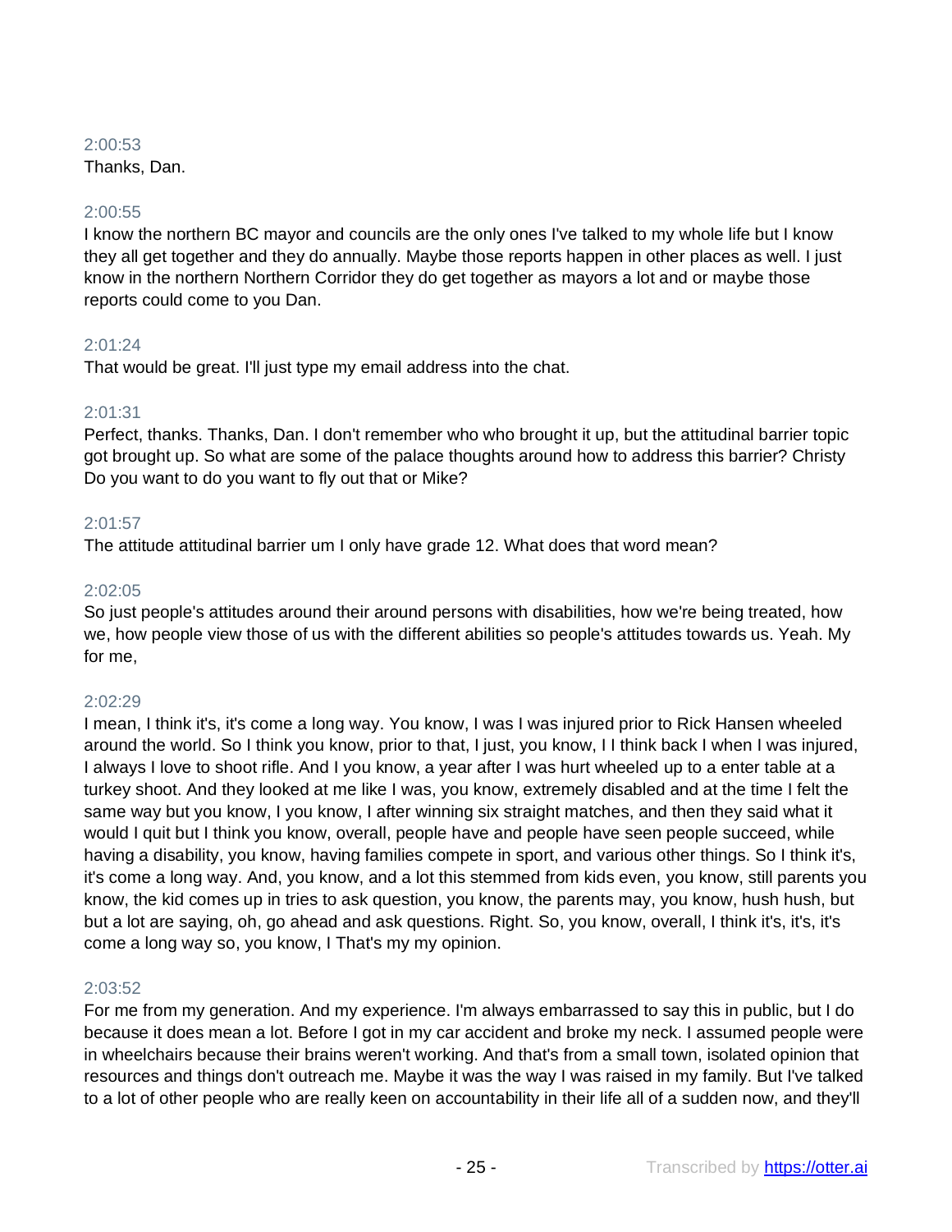2:00:53
Thanks, Dan.

2:00:55
I know the northern BC mayor and councils are the only ones I've talked to my whole life but I know they all get together and they do annually. Maybe those reports happen in other places as well. I just know in the northern Northern Corridor they do get together as mayors a lot and or maybe those reports could come to you Dan.

2:01:24
That would be great. I'll just type my email address into the chat.

2:01:31
Perfect, thanks. Thanks, Dan. I don't remember who who brought it up, but the attitudinal barrier topic got brought up. So what are some of the palace thoughts around how to address this barrier? Christy Do you want to do you want to fly out that or Mike?

2:01:57
The attitude attitudinal barrier um I only have grade 12. What does that word mean?

2:02:05
So just people's attitudes around their around persons with disabilities, how we're being treated, how we, how people view those of us with the different abilities so people's attitudes towards us. Yeah. My for me,

2:02:29
I mean, I think it's, it's come a long way. You know, I was I was injured prior to Rick Hansen wheeled around the world. So I think you know, prior to that, I just, you know, I I think back I when I was injured, I always I love to shoot rifle. And I you know, a year after I was hurt wheeled up to a enter table at a turkey shoot. And they looked at me like I was, you know, extremely disabled and at the time I felt the same way but you know, I you know, I after winning six straight matches, and then they said what it would I quit but I think you know, overall, people have and people have seen people succeed, while having a disability, you know, having families compete in sport, and various other things. So I think it's, it's come a long way. And, you know, and a lot this stemmed from kids even, you know, still parents you know, the kid comes up in tries to ask question, you know, the parents may, you know, hush hush, but but a lot are saying, oh, go ahead and ask questions. Right. So, you know, overall, I think it's, it's, it's come a long way so, you know, I That's my my opinion.

2:03:52
For me from my generation. And my experience. I'm always embarrassed to say this in public, but I do because it does mean a lot. Before I got in my car accident and broke my neck. I assumed people were in wheelchairs because their brains weren't working. And that's from a small town, isolated opinion that resources and things don't outreach me. Maybe it was the way I was raised in my family. But I've talked to a lot of other people who are really keen on accountability in their life all of a sudden now, and they'll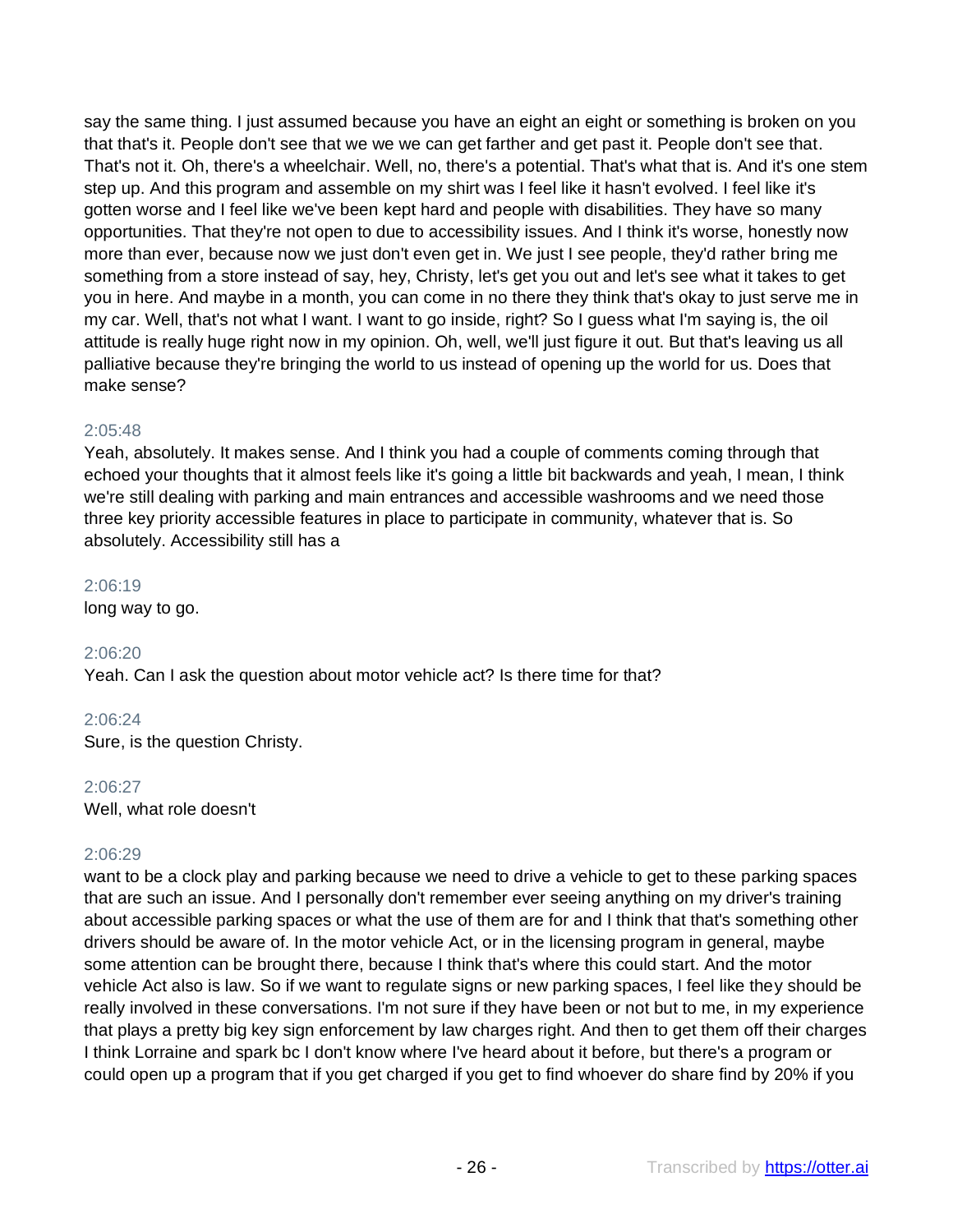say the same thing. I just assumed because you have an eight an eight or something is broken on you that that's it. People don't see that we we we can get farther and get past it. People don't see that. That's not it. Oh, there's a wheelchair. Well, no, there's a potential. That's what that is. And it's one stem step up. And this program and assemble on my shirt was I feel like it hasn't evolved. I feel like it's gotten worse and I feel like we've been kept hard and people with disabilities. They have so many opportunities. That they're not open to due to accessibility issues. And I think it's worse, honestly now more than ever, because now we just don't even get in. We just I see people, they'd rather bring me something from a store instead of say, hey, Christy, let's get you out and let's see what it takes to get you in here. And maybe in a month, you can come in no there they think that's okay to just serve me in my car. Well, that's not what I want. I want to go inside, right? So I guess what I'm saying is, the oil attitude is really huge right now in my opinion. Oh, well, we'll just figure it out. But that's leaving us all palliative because they're bringing the world to us instead of opening up the world for us. Does that make sense?

2:05:48

Yeah, absolutely. It makes sense. And I think you had a couple of comments coming through that echoed your thoughts that it almost feels like it's going a little bit backwards and yeah, I mean, I think we're still dealing with parking and main entrances and accessible washrooms and we need those three key priority accessible features in place to participate in community, whatever that is. So absolutely. Accessibility still has a

2:06:19

long way to go.

2:06:20

Yeah. Can I ask the question about motor vehicle act? Is there time for that?

2:06:24

Sure, is the question Christy.

2:06:27

Well, what role doesn't

2:06:29

want to be a clock play and parking because we need to drive a vehicle to get to these parking spaces that are such an issue. And I personally don't remember ever seeing anything on my driver's training about accessible parking spaces or what the use of them are for and I think that that's something other drivers should be aware of. In the motor vehicle Act, or in the licensing program in general, maybe some attention can be brought there, because I think that's where this could start. And the motor vehicle Act also is law. So if we want to regulate signs or new parking spaces, I feel like they should be really involved in these conversations. I'm not sure if they have been or not but to me, in my experience that plays a pretty big key sign enforcement by law charges right. And then to get them off their charges I think Lorraine and spark bc I don't know where I've heard about it before, but there's a program or could open up a program that if you get charged if you get to find whoever do share find by 20% if you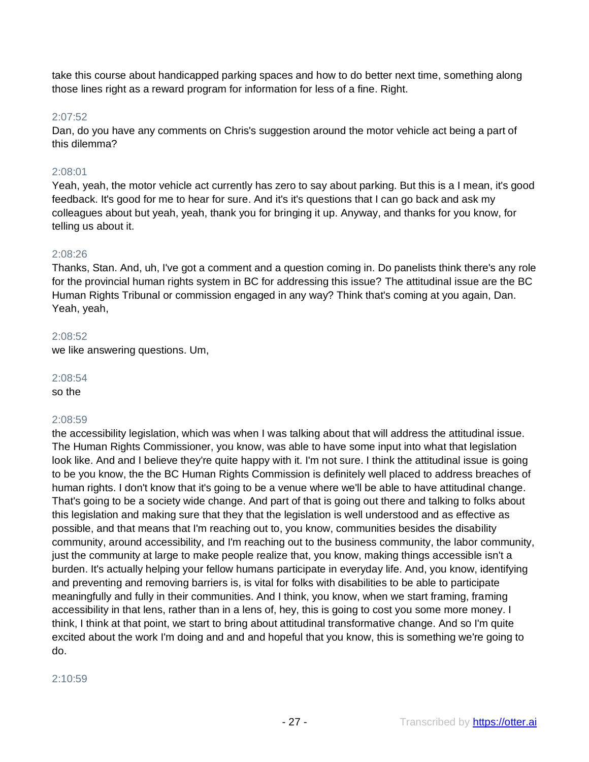take this course about handicapped parking spaces and how to do better next time, something along those lines right as a reward program for information for less of a fine. Right.

2:07:52
Dan, do you have any comments on Chris's suggestion around the motor vehicle act being a part of this dilemma?

2:08:01
Yeah, yeah, the motor vehicle act currently has zero to say about parking. But this is a I mean, it's good feedback. It's good for me to hear for sure. And it's it's questions that I can go back and ask my colleagues about but yeah, yeah, thank you for bringing it up. Anyway, and thanks for you know, for telling us about it.

2:08:26
Thanks, Stan. And, uh, I've got a comment and a question coming in. Do panelists think there's any role for the provincial human rights system in BC for addressing this issue? The attitudinal issue are the BC Human Rights Tribunal or commission engaged in any way? Think that's coming at you again, Dan. Yeah, yeah,

2:08:52
we like answering questions. Um,

2:08:54
so the

2:08:59
the accessibility legislation, which was when I was talking about that will address the attitudinal issue. The Human Rights Commissioner, you know, was able to have some input into what that legislation look like. And and I believe they're quite happy with it. I'm not sure. I think the attitudinal issue is going to be you know, the the BC Human Rights Commission is definitely well placed to address breaches of human rights. I don't know that it's going to be a venue where we'll be able to have attitudinal change. That's going to be a society wide change. And part of that is going out there and talking to folks about this legislation and making sure that they that the legislation is well understood and as effective as possible, and that means that I'm reaching out to, you know, communities besides the disability community, around accessibility, and I'm reaching out to the business community, the labor community, just the community at large to make people realize that, you know, making things accessible isn't a burden. It's actually helping your fellow humans participate in everyday life. And, you know, identifying and preventing and removing barriers is, is vital for folks with disabilities to be able to participate meaningfully and fully in their communities. And I think, you know, when we start framing, framing accessibility in that lens, rather than in a lens of, hey, this is going to cost you some more money. I think, I think at that point, we start to bring about attitudinal transformative change. And so I'm quite excited about the work I'm doing and and and hopeful that you know, this is something we're going to do.

2:10:59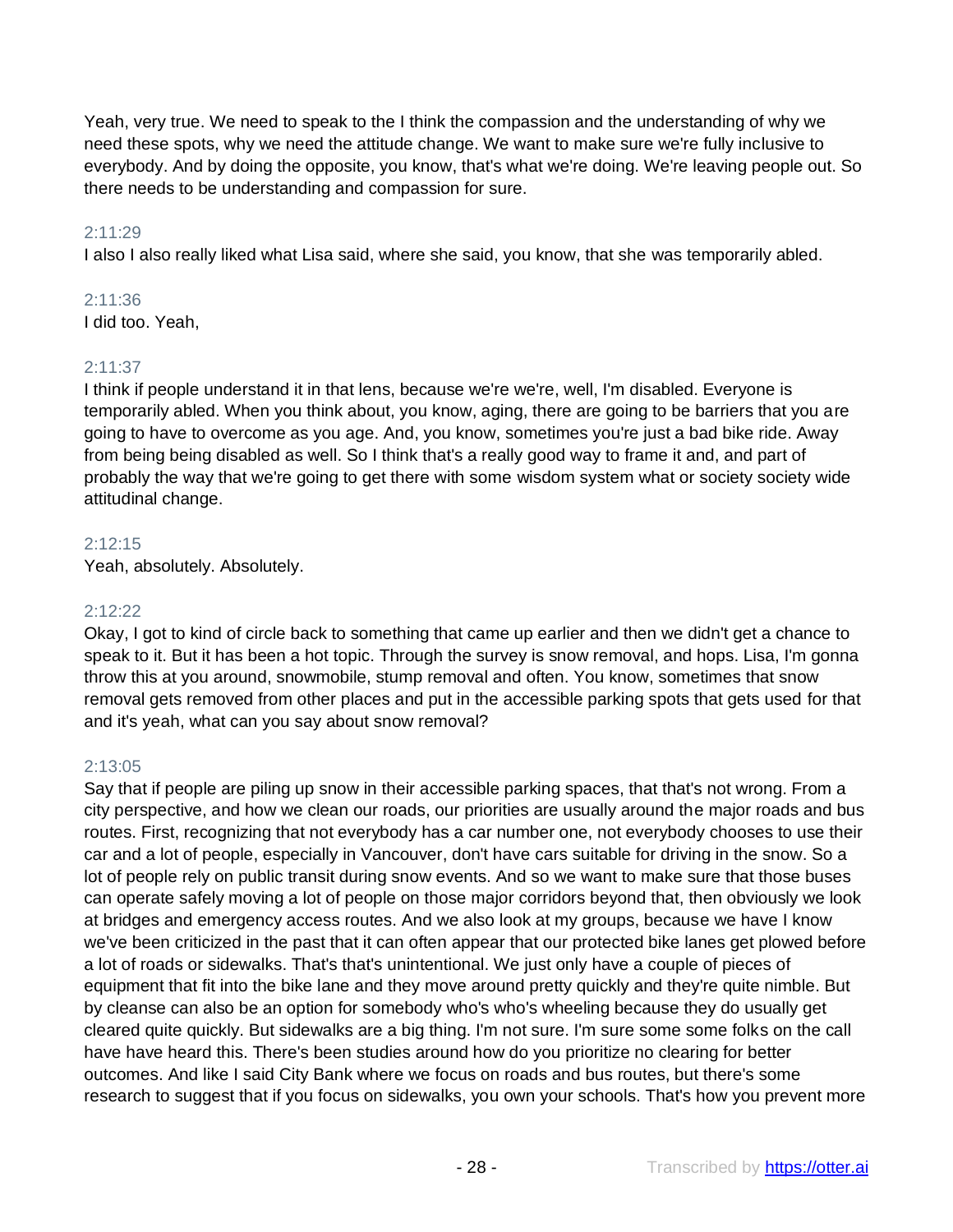Yeah, very true. We need to speak to the I think the compassion and the understanding of why we need these spots, why we need the attitude change. We want to make sure we're fully inclusive to everybody. And by doing the opposite, you know, that's what we're doing. We're leaving people out. So there needs to be understanding and compassion for sure.

2:11:29

I also I also really liked what Lisa said, where she said, you know, that she was temporarily abled.

2:11:36

I did too. Yeah,

2:11:37

I think if people understand it in that lens, because we're we're, well, I'm disabled. Everyone is temporarily abled. When you think about, you know, aging, there are going to be barriers that you are going to have to overcome as you age. And, you know, sometimes you're just a bad bike ride. Away from being being disabled as well. So I think that's a really good way to frame it and, and part of probably the way that we're going to get there with some wisdom system what or society society wide attitudinal change.

2:12:15

Yeah, absolutely. Absolutely.

2:12:22

Okay, I got to kind of circle back to something that came up earlier and then we didn't get a chance to speak to it. But it has been a hot topic. Through the survey is snow removal, and hops. Lisa, I'm gonna throw this at you around, snowmobile, stump removal and often. You know, sometimes that snow removal gets removed from other places and put in the accessible parking spots that gets used for that and it's yeah, what can you say about snow removal?

2:13:05

Say that if people are piling up snow in their accessible parking spaces, that that's not wrong. From a city perspective, and how we clean our roads, our priorities are usually around the major roads and bus routes. First, recognizing that not everybody has a car number one, not everybody chooses to use their car and a lot of people, especially in Vancouver, don't have cars suitable for driving in the snow. So a lot of people rely on public transit during snow events. And so we want to make sure that those buses can operate safely moving a lot of people on those major corridors beyond that, then obviously we look at bridges and emergency access routes. And we also look at my groups, because we have I know we've been criticized in the past that it can often appear that our protected bike lanes get plowed before a lot of roads or sidewalks. That's that's unintentional. We just only have a couple of pieces of equipment that fit into the bike lane and they move around pretty quickly and they're quite nimble. But by cleanse can also be an option for somebody who's who's wheeling because they do usually get cleared quite quickly. But sidewalks are a big thing. I'm not sure. I'm sure some some folks on the call have have heard this. There's been studies around how do you prioritize no clearing for better outcomes. And like I said City Bank where we focus on roads and bus routes, but there's some research to suggest that if you focus on sidewalks, you own your schools. That's how you prevent more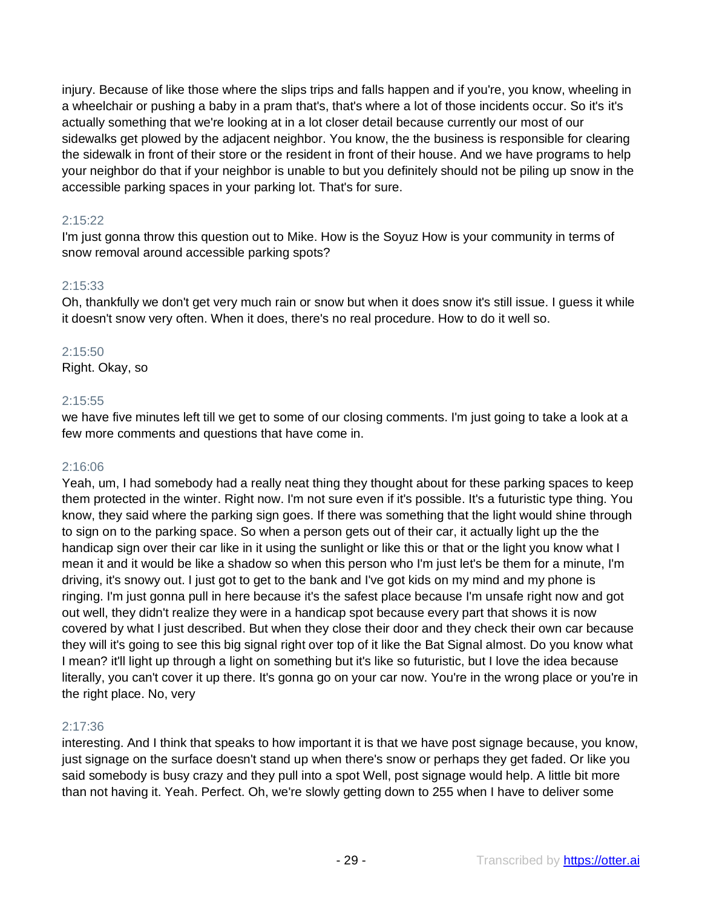injury. Because of like those where the slips trips and falls happen and if you're, you know, wheeling in a wheelchair or pushing a baby in a pram that's, that's where a lot of those incidents occur. So it's it's actually something that we're looking at in a lot closer detail because currently our most of our sidewalks get plowed by the adjacent neighbor. You know, the the business is responsible for clearing the sidewalk in front of their store or the resident in front of their house. And we have programs to help your neighbor do that if your neighbor is unable to but you definitely should not be piling up snow in the accessible parking spaces in your parking lot. That's for sure.

2:15:22
I'm just gonna throw this question out to Mike. How is the Soyuz How is your community in terms of snow removal around accessible parking spots?

2:15:33
Oh, thankfully we don't get very much rain or snow but when it does snow it's still issue. I guess it while it doesn't snow very often. When it does, there's no real procedure. How to do it well so.

2:15:50
Right. Okay, so

2:15:55
we have five minutes left till we get to some of our closing comments. I'm just going to take a look at a few more comments and questions that have come in.

2:16:06
Yeah, um, I had somebody had a really neat thing they thought about for these parking spaces to keep them protected in the winter. Right now. I'm not sure even if it's possible. It's a futuristic type thing. You know, they said where the parking sign goes. If there was something that the light would shine through to sign on to the parking space. So when a person gets out of their car, it actually light up the the handicap sign over their car like in it using the sunlight or like this or that or the light you know what I mean it and it would be like a shadow so when this person who I'm just let's be them for a minute, I'm driving, it's snowy out. I just got to get to the bank and I've got kids on my mind and my phone is ringing. I'm just gonna pull in here because it's the safest place because I'm unsafe right now and got out well, they didn't realize they were in a handicap spot because every part that shows it is now covered by what I just described. But when they close their door and they check their own car because they will it's going to see this big signal right over top of it like the Bat Signal almost. Do you know what I mean? it'll light up through a light on something but it's like so futuristic, but I love the idea because literally, you can't cover it up there. It's gonna go on your car now. You're in the wrong place or you're in the right place. No, very

2:17:36
interesting. And I think that speaks to how important it is that we have post signage because, you know, just signage on the surface doesn't stand up when there's snow or perhaps they get faded. Or like you said somebody is busy crazy and they pull into a spot Well, post signage would help. A little bit more than not having it. Yeah. Perfect. Oh, we're slowly getting down to 255 when I have to deliver some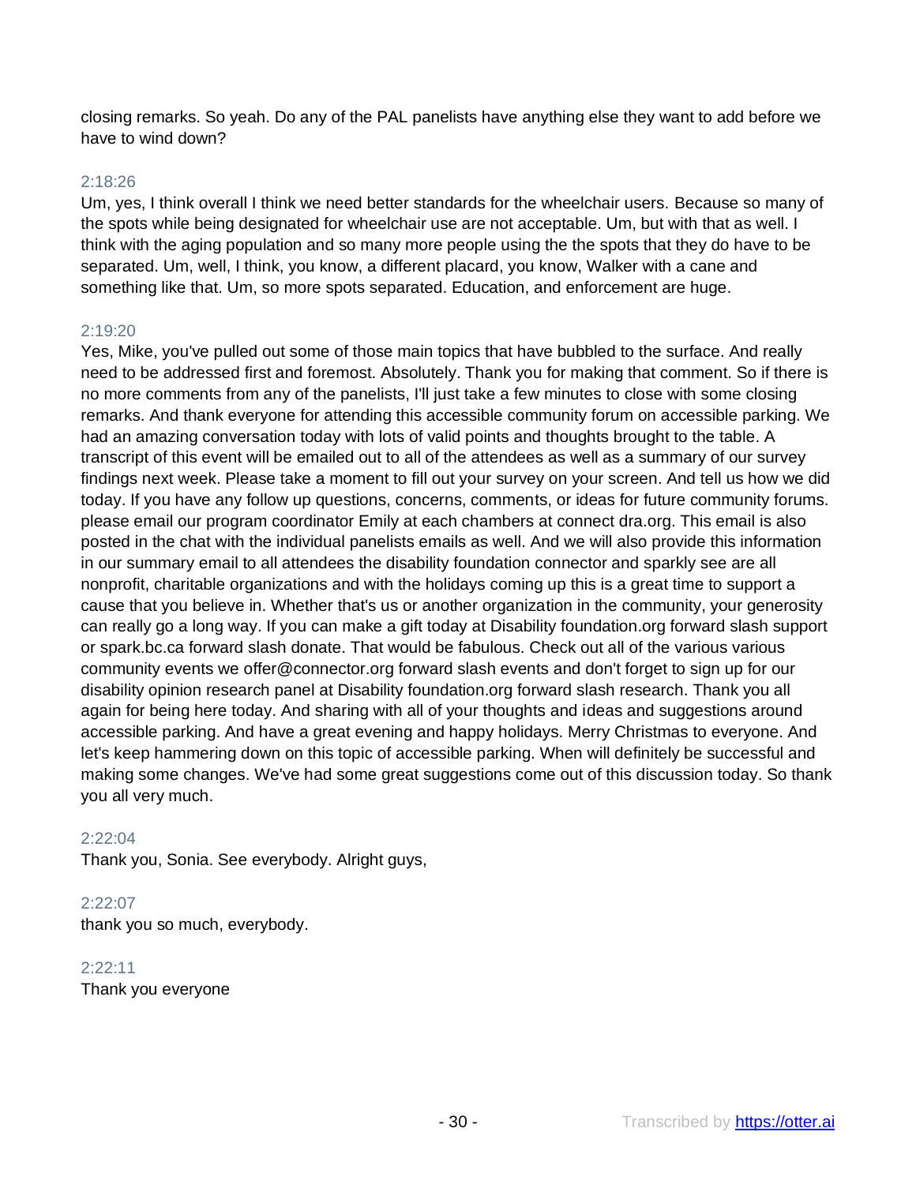closing remarks. So yeah. Do any of the PAL panelists have anything else they want to add before we have to wind down?

2:18:26
Um, yes, I think overall I think we need better standards for the wheelchair users. Because so many of the spots while being designated for wheelchair use are not acceptable. Um, but with that as well. I think with the aging population and so many more people using the the spots that they do have to be separated. Um, well, I think, you know, a different placard, you know, Walker with a cane and something like that. Um, so more spots separated. Education, and enforcement are huge.

2:19:20
Yes, Mike, you've pulled out some of those main topics that have bubbled to the surface. And really need to be addressed first and foremost. Absolutely. Thank you for making that comment. So if there is no more comments from any of the panelists, I'll just take a few minutes to close with some closing remarks. And thank everyone for attending this accessible community forum on accessible parking. We had an amazing conversation today with lots of valid points and thoughts brought to the table. A transcript of this event will be emailed out to all of the attendees as well as a summary of our survey findings next week. Please take a moment to fill out your survey on your screen. And tell us how we did today. If you have any follow up questions, concerns, comments, or ideas for future community forums. please email our program coordinator Emily at each chambers at connect dra.org. This email is also posted in the chat with the individual panelists emails as well. And we will also provide this information in our summary email to all attendees the disability foundation connector and sparkly see are all nonprofit, charitable organizations and with the holidays coming up this is a great time to support a cause that you believe in. Whether that's us or another organization in the community, your generosity can really go a long way. If you can make a gift today at Disability foundation.org forward slash support or spark.bc.ca forward slash donate. That would be fabulous. Check out all of the various various community events we offer@connector.org forward slash events and don't forget to sign up for our disability opinion research panel at Disability foundation.org forward slash research. Thank you all again for being here today. And sharing with all of your thoughts and ideas and suggestions around accessible parking. And have a great evening and happy holidays. Merry Christmas to everyone. And let's keep hammering down on this topic of accessible parking. When will definitely be successful and making some changes. We've had some great suggestions come out of this discussion today. So thank you all very much.

2:22:04
Thank you, Sonia. See everybody. Alright guys,

2:22:07
thank you so much, everybody.

2:22:11
Thank you everyone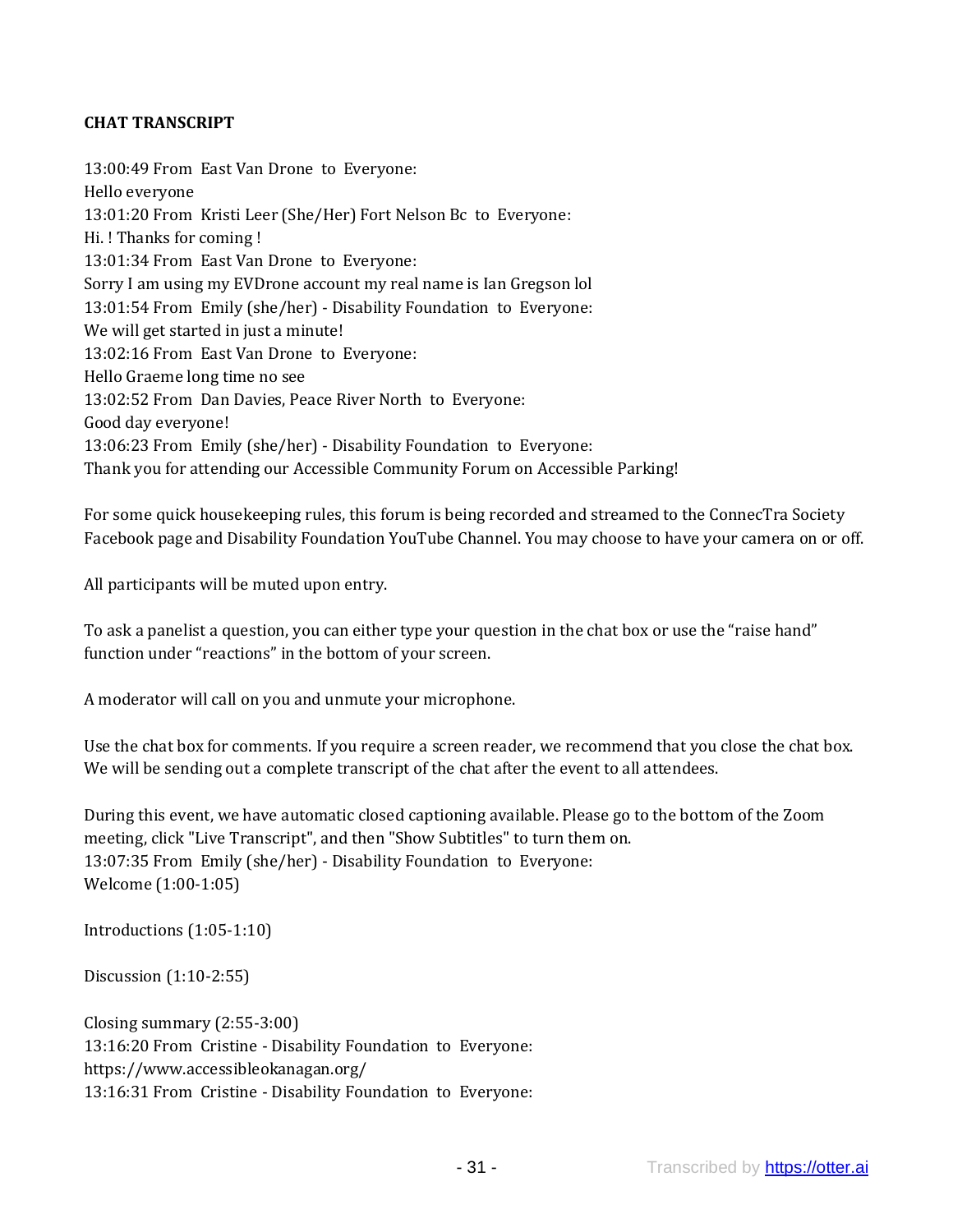**CHAT TRANSCRIPT**

13:00:49 From East Van Drone to Everyone:
Hello everyone
13:01:20 From Kristi Leer (She/Her) Fort Nelson Bc to Everyone:
Hi. ! Thanks for coming !
13:01:34 From East Van Drone to Everyone:
Sorry I am using my EVDrone account my real name is Ian Gregson lol
13:01:54 From Emily (she/her) - Disability Foundation to Everyone:
We will get started in just a minute!
13:02:16 From East Van Drone to Everyone:
Hello Graeme long time no see
13:02:52 From Dan Davies, Peace River North to Everyone:
Good day everyone!
13:06:23 From Emily (she/her) - Disability Foundation to Everyone:
Thank you for attending our Accessible Community Forum on Accessible Parking!

For some quick housekeeping rules, this forum is being recorded and streamed to the ConnecTra Society Facebook page and Disability Foundation YouTube Channel. You may choose to have your camera on or off.

All participants will be muted upon entry.

To ask a panelist a question, you can either type your question in the chat box or use the "raise hand" function under "reactions" in the bottom of your screen.

A moderator will call on you and unmute your microphone.

Use the chat box for comments. If you require a screen reader, we recommend that you close the chat box. We will be sending out a complete transcript of the chat after the event to all attendees.

During this event, we have automatic closed captioning available. Please go to the bottom of the Zoom meeting, click "Live Transcript", and then "Show Subtitles" to turn them on.
13:07:35 From Emily (she/her) - Disability Foundation to Everyone:
Welcome (1:00-1:05)

Introductions (1:05-1:10)

Discussion (1:10-2:55)

Closing summary (2:55-3:00)
13:16:20 From Cristine - Disability Foundation to Everyone:
https://www.accessibleokanagan.org/
13:16:31 From Cristine - Disability Foundation to Everyone: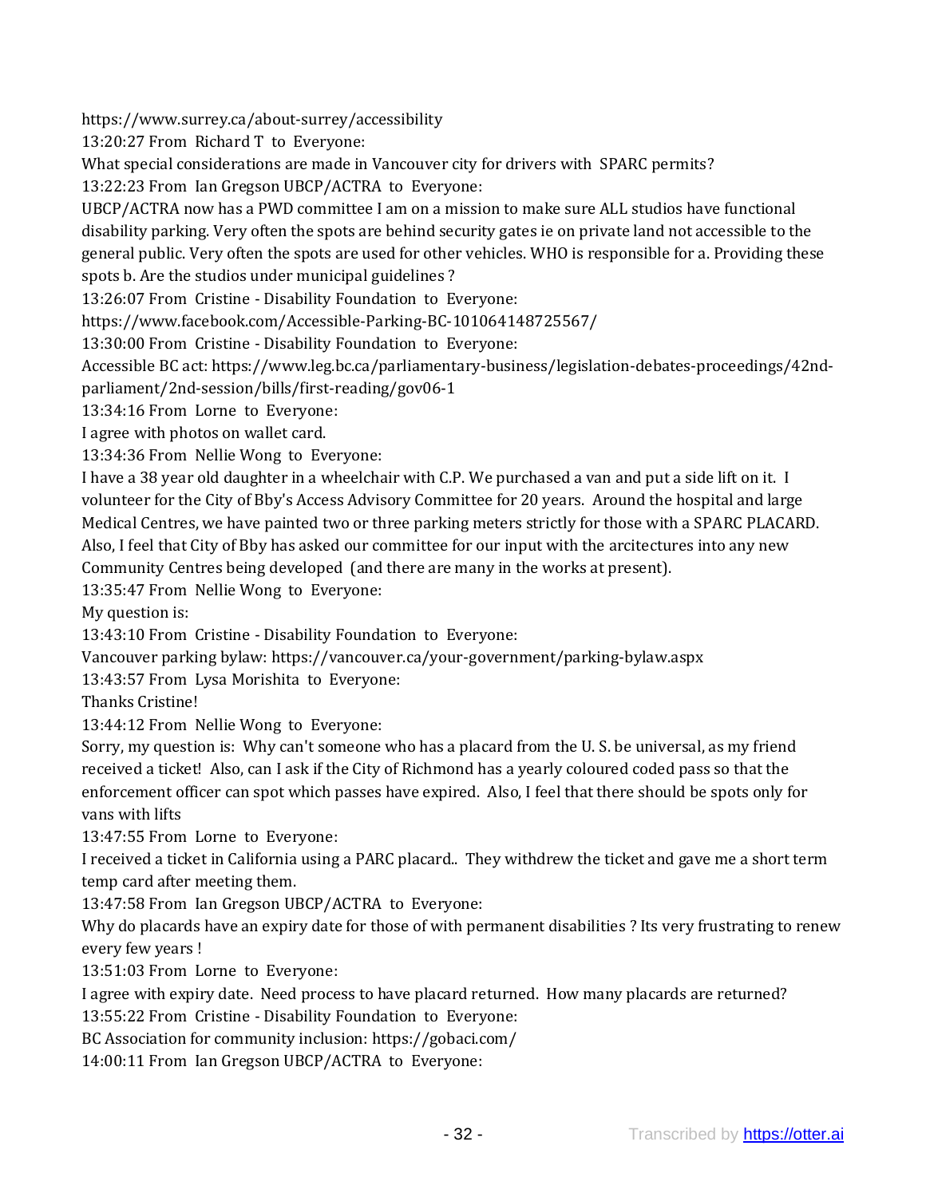https://www.surrey.ca/about-surrey/accessibility

13:20:27 From Richard T to Everyone:

What special considerations are made in Vancouver city for drivers with SPARC permits?

13:22:23 From Ian Gregson UBCP/ACTRA to Everyone:

UBCP/ACTRA now has a PWD committee I am on a mission to make sure ALL studios have functional disability parking. Very often the spots are behind security gates ie on private land not accessible to the general public. Very often the spots are used for other vehicles. WHO is responsible for a. Providing these spots b. Are the studios under municipal guidelines ?

13:26:07 From Cristine - Disability Foundation to Everyone:

https://www.facebook.com/Accessible-Parking-BC-101064148725567/

13:30:00 From Cristine - Disability Foundation to Everyone:

Accessible BC act: https://www.leg.bc.ca/parliamentary-business/legislation-debates-proceedings/42nd-parliament/2nd-session/bills/first-reading/gov06-1

13:34:16 From Lorne to Everyone:

I agree with photos on wallet card.

13:34:36 From Nellie Wong to Everyone:

I have a 38 year old daughter in a wheelchair with C.P. We purchased a van and put a side lift on it. I volunteer for the City of Bby's Access Advisory Committee for 20 years. Around the hospital and large Medical Centres, we have painted two or three parking meters strictly for those with a SPARC PLACARD. Also, I feel that City of Bby has asked our committee for our input with the arcitectures into any new Community Centres being developed (and there are many in the works at present).

13:35:47 From Nellie Wong to Everyone:

My question is:

13:43:10 From Cristine - Disability Foundation to Everyone:

Vancouver parking bylaw: https://vancouver.ca/your-government/parking-bylaw.aspx

13:43:57 From Lysa Morishita to Everyone:

Thanks Cristine!

13:44:12 From Nellie Wong to Everyone:

Sorry, my question is: Why can't someone who has a placard from the U. S. be universal, as my friend received a ticket! Also, can I ask if the City of Richmond has a yearly coloured coded pass so that the enforcement officer can spot which passes have expired. Also, I feel that there should be spots only for vans with lifts

13:47:55 From Lorne to Everyone:

I received a ticket in California using a PARC placard.. They withdrew the ticket and gave me a short term temp card after meeting them.

13:47:58 From Ian Gregson UBCP/ACTRA to Everyone:

Why do placards have an expiry date for those of with permanent disabilities ? Its very frustrating to renew every few years !

13:51:03 From Lorne to Everyone:

I agree with expiry date. Need process to have placard returned. How many placards are returned?

13:55:22 From Cristine - Disability Foundation to Everyone:

BC Association for community inclusion: https://gobaci.com/

14:00:11 From Ian Gregson UBCP/ACTRA to Everyone: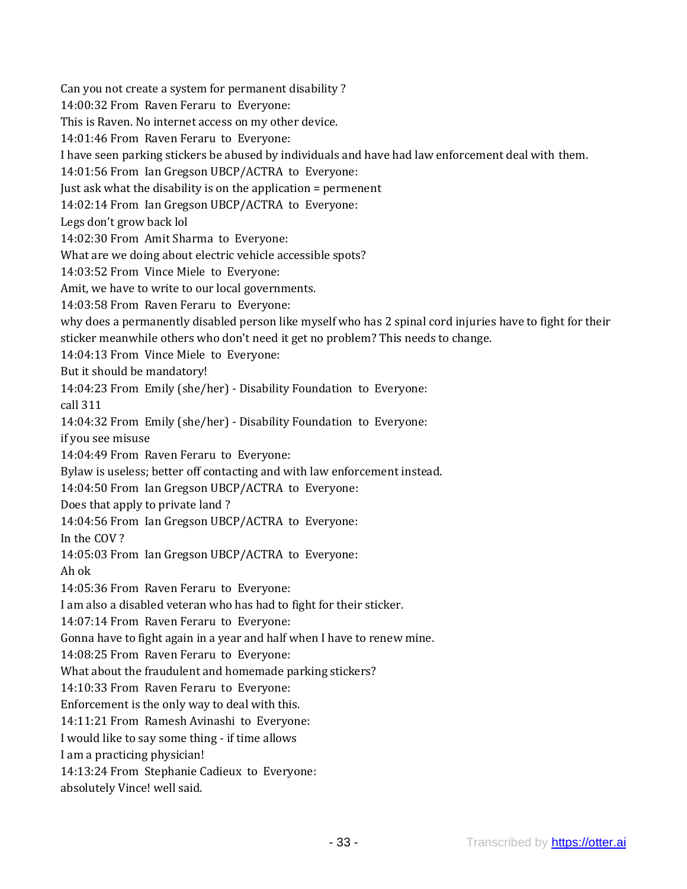Can you not create a system for permanent disability ?

14:00:32 From Raven Feraru to Everyone:

This is Raven. No internet access on my other device.

14:01:46 From Raven Feraru to Everyone:

I have seen parking stickers be abused by individuals and have had law enforcement deal with them.

14:01:56 From Ian Gregson UBCP/ACTRA to Everyone:

Just ask what the disability is on the application = permenent

14:02:14 From Ian Gregson UBCP/ACTRA to Everyone:

Legs don't grow back lol

14:02:30 From Amit Sharma to Everyone:

What are we doing about electric vehicle accessible spots?

14:03:52 From Vince Miele to Everyone:

Amit, we have to write to our local governments.

14:03:58 From Raven Feraru to Everyone:

why does a permanently disabled person like myself who has 2 spinal cord injuries have to fight for their sticker meanwhile others who don't need it get no problem? This needs to change.

14:04:13 From Vince Miele to Everyone:

But it should be mandatory!

14:04:23 From Emily (she/her) - Disability Foundation to Everyone:

call 311

14:04:32 From Emily (she/her) - Disability Foundation to Everyone:

if you see misuse

14:04:49 From Raven Feraru to Everyone:

Bylaw is useless; better off contacting and with law enforcement instead.

14:04:50 From Ian Gregson UBCP/ACTRA to Everyone:

Does that apply to private land ?

14:04:56 From Ian Gregson UBCP/ACTRA to Everyone:

In the COV ?

14:05:03 From Ian Gregson UBCP/ACTRA to Everyone:

Ah ok

14:05:36 From Raven Feraru to Everyone:

I am also a disabled veteran who has had to fight for their sticker.

14:07:14 From Raven Feraru to Everyone:

Gonna have to fight again in a year and half when I have to renew mine.

14:08:25 From Raven Feraru to Everyone:

What about the fraudulent and homemade parking stickers?

14:10:33 From Raven Feraru to Everyone:

Enforcement is the only way to deal with this.

14:11:21 From Ramesh Avinashi to Everyone:

I would like to say some thing - if time allows

I am a practicing physician!

14:13:24 From Stephanie Cadieux to Everyone:

absolutely Vince! well said.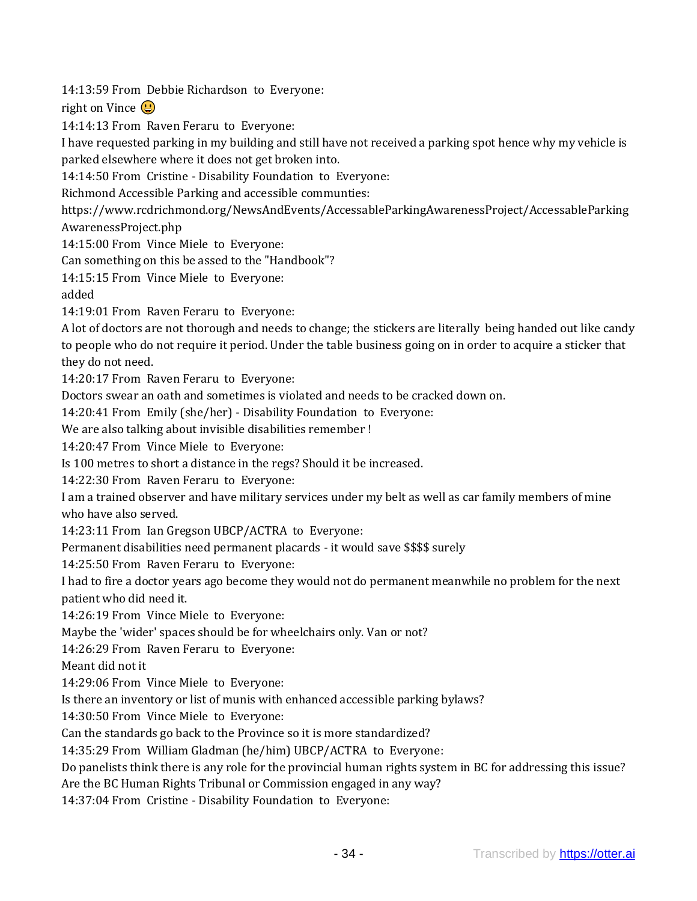14:13:59 From Debbie Richardson to Everyone:
right on Vince 😃
14:14:13 From Raven Feraru to Everyone:
I have requested parking in my building and still have not received a parking spot hence why my vehicle is parked elsewhere where it does not get broken into.
14:14:50 From Cristine - Disability Foundation to Everyone:
Richmond Accessible Parking and accessible communties:
https://www.rcdrichmond.org/NewsAndEvents/AccessableParkingAwarenessProject/AccessableParkingAwarenessProject.php
14:15:00 From Vince Miele to Everyone:
Can something on this be assed to the "Handbook"?
14:15:15 From Vince Miele to Everyone:
added
14:19:01 From Raven Feraru to Everyone:
A lot of doctors are not thorough and needs to change; the stickers are literally being handed out like candy to people who do not require it period. Under the table business going on in order to acquire a sticker that they do not need.
14:20:17 From Raven Feraru to Everyone:
Doctors swear an oath and sometimes is violated and needs to be cracked down on.
14:20:41 From Emily (she/her) - Disability Foundation to Everyone:
We are also talking about invisible disabilities remember !
14:20:47 From Vince Miele to Everyone:
Is 100 metres to short a distance in the regs? Should it be increased.
14:22:30 From Raven Feraru to Everyone:
I am a trained observer and have military services under my belt as well as car family members of mine who have also served.
14:23:11 From Ian Gregson UBCP/ACTRA to Everyone:
Permanent disabilities need permanent placards - it would save $$$$ surely
14:25:50 From Raven Feraru to Everyone:
I had to fire a doctor years ago become they would not do permanent meanwhile no problem for the next patient who did need it.
14:26:19 From Vince Miele to Everyone:
Maybe the 'wider' spaces should be for wheelchairs only. Van or not?
14:26:29 From Raven Feraru to Everyone:
Meant did not it
14:29:06 From Vince Miele to Everyone:
Is there an inventory or list of munis with enhanced accessible parking bylaws?
14:30:50 From Vince Miele to Everyone:
Can the standards go back to the Province so it is more standardized?
14:35:29 From William Gladman (he/him) UBCP/ACTRA to Everyone:
Do panelists think there is any role for the provincial human rights system in BC for addressing this issue? Are the BC Human Rights Tribunal or Commission engaged in any way?
14:37:04 From Cristine - Disability Foundation to Everyone: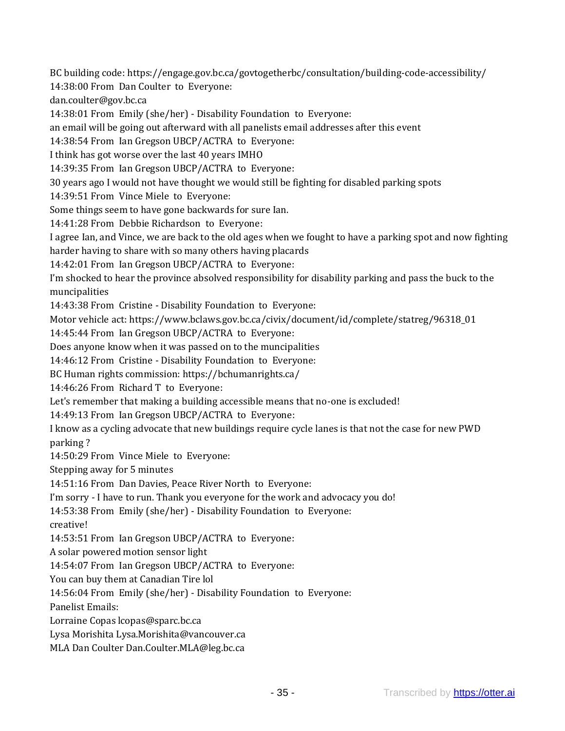BC building code: https://engage.gov.bc.ca/govtogetherbc/consultation/building-code-accessibility/

14:38:00 From Dan Coulter to Everyone:

dan.coulter@gov.bc.ca

14:38:01 From Emily (she/her) - Disability Foundation to Everyone:

an email will be going out afterward with all panelists email addresses after this event

14:38:54 From Ian Gregson UBCP/ACTRA to Everyone:

I think has got worse over the last 40 years IMHO

14:39:35 From Ian Gregson UBCP/ACTRA to Everyone:

30 years ago I would not have thought we would still be fighting for disabled parking spots

14:39:51 From Vince Miele to Everyone:

Some things seem to have gone backwards for sure Ian.

14:41:28 From Debbie Richardson to Everyone:

I agree Ian, and Vince, we are back to the old ages when we fought to have a parking spot and now fighting harder having to share with so many others having placards

14:42:01 From Ian Gregson UBCP/ACTRA to Everyone:

I'm shocked to hear the province absolved responsibility for disability parking and pass the buck to the muncipalities

14:43:38 From Cristine - Disability Foundation to Everyone:

Motor vehicle act: https://www.bclaws.gov.bc.ca/civix/document/id/complete/statreg/96318_01

14:45:44 From Ian Gregson UBCP/ACTRA to Everyone:

Does anyone know when it was passed on to the muncipalities

14:46:12 From Cristine - Disability Foundation to Everyone:

BC Human rights commission: https://bchumanrights.ca/

14:46:26 From Richard T to Everyone:

Let's remember that making a building accessible means that no-one is excluded!

14:49:13 From Ian Gregson UBCP/ACTRA to Everyone:

I know as a cycling advocate that new buildings require cycle lanes is that not the case for new PWD parking ?

14:50:29 From Vince Miele to Everyone:

Stepping away for 5 minutes

14:51:16 From Dan Davies, Peace River North to Everyone:

I'm sorry - I have to run. Thank you everyone for the work and advocacy you do!

14:53:38 From Emily (she/her) - Disability Foundation to Everyone:

creative!

14:53:51 From Ian Gregson UBCP/ACTRA to Everyone:

A solar powered motion sensor light

14:54:07 From Ian Gregson UBCP/ACTRA to Everyone:

You can buy them at Canadian Tire lol

14:56:04 From Emily (she/her) - Disability Foundation to Everyone:

Panelist Emails:

Lorraine Copas lcopas@sparc.bc.ca

Lysa Morishita Lysa.Morishita@vancouver.ca

MLA Dan Coulter Dan.Coulter.MLA@leg.bc.ca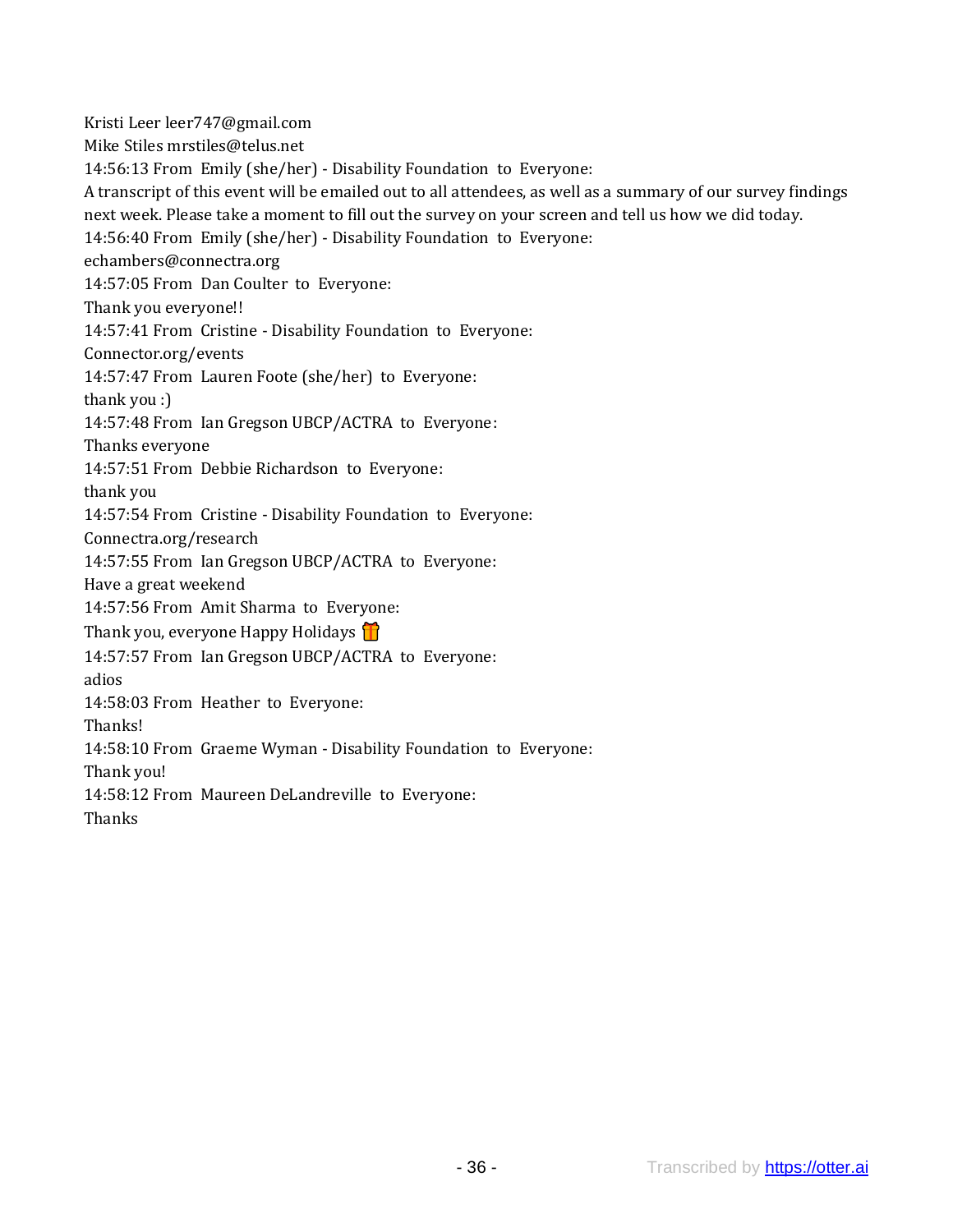Kristi Leer leer747@gmail.com

Mike Stiles mrstiles@telus.net

14:56:13 From Emily (she/her) - Disability Foundation to Everyone:

A transcript of this event will be emailed out to all attendees, as well as a summary of our survey findings next week. Please take a moment to fill out the survey on your screen and tell us how we did today.

14:56:40 From Emily (she/her) - Disability Foundation to Everyone:

echambers@connectra.org

14:57:05 From Dan Coulter to Everyone:

Thank you everyone!!

14:57:41 From Cristine - Disability Foundation to Everyone:

Connector.org/events

14:57:47 From Lauren Foote (she/her) to Everyone:

thank you :)

14:57:48 From Ian Gregson UBCP/ACTRA to Everyone:

Thanks everyone

14:57:51 From Debbie Richardson to Everyone:

thank you

14:57:54 From Cristine - Disability Foundation to Everyone:

Connectra.org/research

14:57:55 From Ian Gregson UBCP/ACTRA to Everyone:

Have a great weekend

14:57:56 From Amit Sharma to Everyone:

Thank you, everyone Happy Holidays 🎁

14:57:57 From Ian Gregson UBCP/ACTRA to Everyone:

adios

14:58:03 From Heather to Everyone:

Thanks!

14:58:10 From Graeme Wyman - Disability Foundation to Everyone:

Thank you!

14:58:12 From Maureen DeLandreville to Everyone:

Thanks